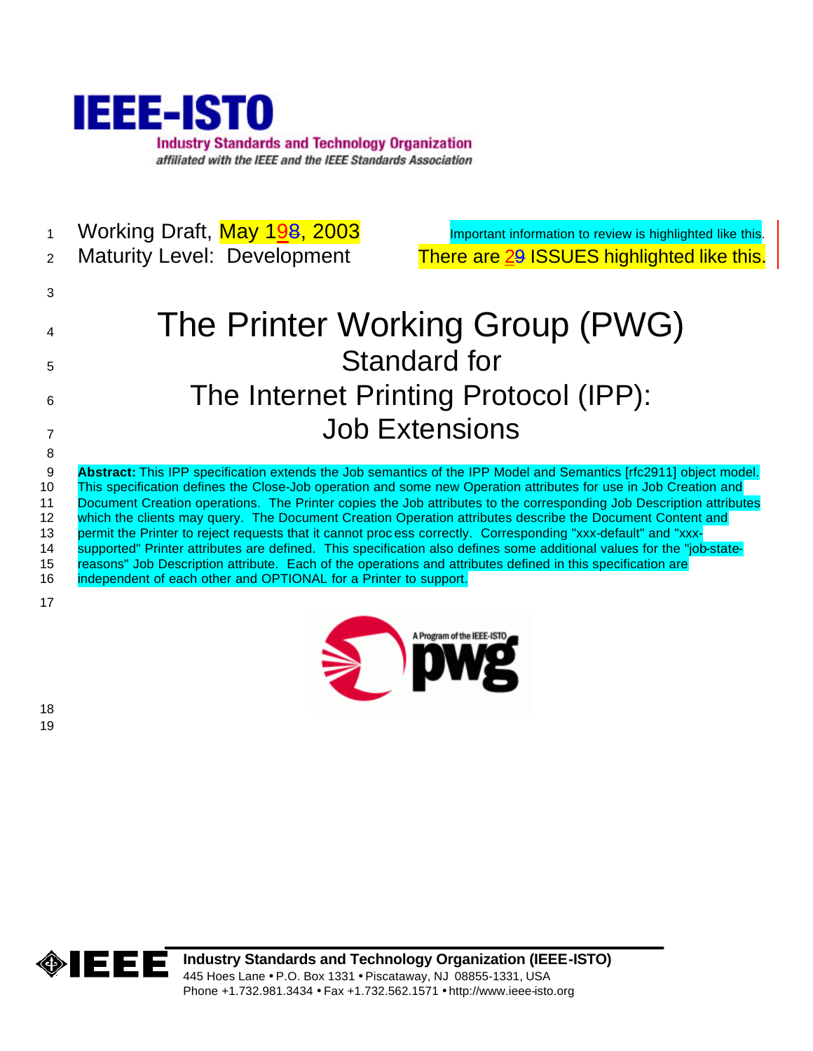IEEE-ISTO

Industry Standards and Technology Organization

*affiliated with the IEEE and the IEEE Standards Association*

Working Draft, May 198, 2003

Maturity Level: Development

Important information to review is highlighted like this.

There are 29 ISSUES highlighted like this.

# The Printer Working Group (PWG) Standard for The Internet Printing Protocol (IPP): Job Extensions

**Abstract:** This IPP specification extends the Job semantics of the IPP Model and Semantics [rfc2911] object model. This specification defines the Close-Job operation and some new Operation attributes for use in Job Creation and Document Creation operations. The Printer copies the Job attributes to the corresponding Job Description attributes which the clients may query. The Document Creation Operation attributes describe the Document Content and permit the Printer to reject requests that it cannot process correctly. Corresponding "xxx-default" and "xxx-supported" Printer attributes are defined. This specification also defines some additional values for the "job-state-reasons" Job Description attribute. Each of the operations and attributes defined in this specification are independent of each other and OPTIONAL for a Printer to support.

**Industry Standards and Technology Organization (IEEE-ISTO)**

445 Hoes Lane • P.O. Box 1331 • Piscataway, NJ 08855-1331, USA

Phone +1.732.981.3434 • Fax +1.732.562.1571 • http://www.ieee-isto.org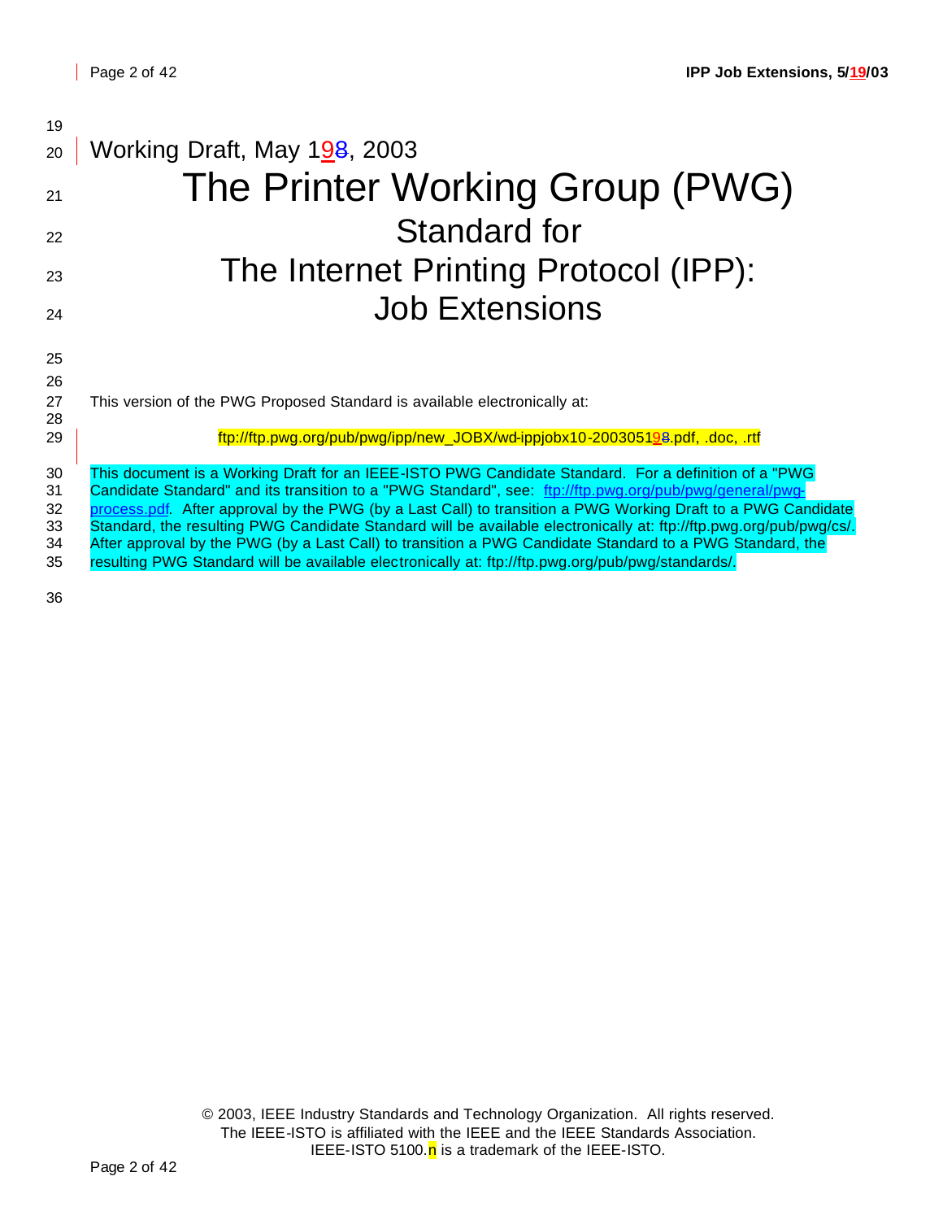Working Draft, May 198, 2003

# The Printer Working Group (PWG)

## Standard for

## The Internet Printing Protocol (IPP): Job Extensions

This version of the PWG Proposed Standard is available electronically at:

ftp://ftp.pwg.org/pub/pwg/ipp/new_JOBX/wd-ippjobx10-200305198.pdf, .doc, .rtf

This document is a Working Draft for an IEEE-ISTO PWG Candidate Standard. For a definition of a "PWG Candidate Standard" and its transition to a "PWG Standard", see: ftp://ftp.pwg.org/pub/pwg/general/pwg-process.pdf. After approval by the PWG (by a Last Call) to transition a PWG Working Draft to a PWG Candidate Standard, the resulting PWG Candidate Standard will be available electronically at: ftp://ftp.pwg.org/pub/pwg/cs/. After approval by the PWG (by a Last Call) to transition a PWG Candidate Standard to a PWG Standard, the resulting PWG Standard will be available electronically at: ftp://ftp.pwg.org/pub/pwg/standards/.

© 2003, IEEE Industry Standards and Technology Organization. All rights reserved.
The IEEE-ISTO is affiliated with the IEEE and the IEEE Standards Association.
IEEE-ISTO 5100.n is a trademark of the IEEE-ISTO.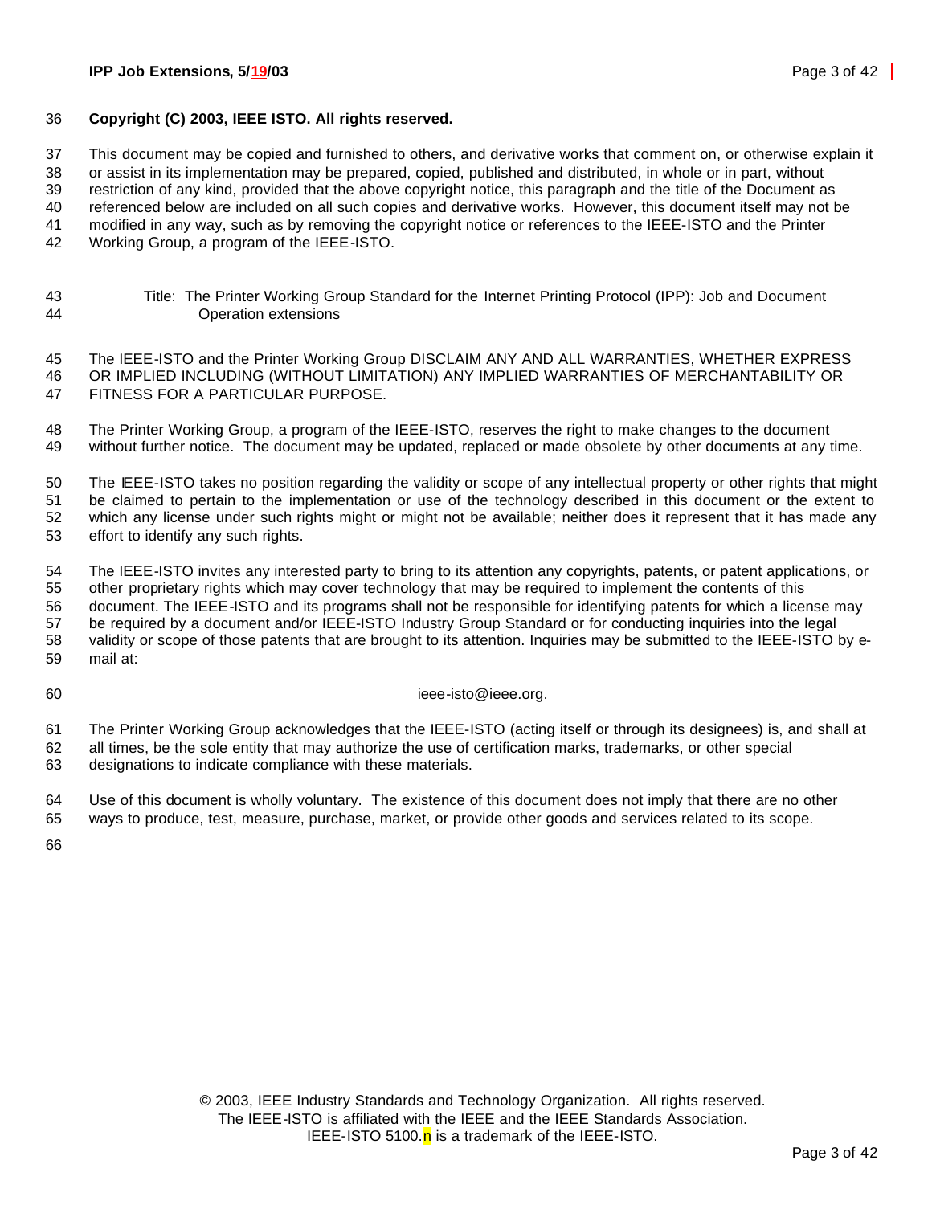**Copyright (C) 2003, IEEE ISTO. All rights reserved.**

This document may be copied and furnished to others, and derivative works that comment on, or otherwise explain it or assist in its implementation may be prepared, copied, published and distributed, in whole or in part, without restriction of any kind, provided that the above copyright notice, this paragraph and the title of the Document as referenced below are included on all such copies and derivative works. However, this document itself may not be modified in any way, such as by removing the copyright notice or references to the IEEE-ISTO and the Printer Working Group, a program of the IEEE-ISTO.

Title: The Printer Working Group Standard for the Internet Printing Protocol (IPP): Job and Document Operation extensions

The IEEE-ISTO and the Printer Working Group DISCLAIM ANY AND ALL WARRANTIES, WHETHER EXPRESS OR IMPLIED INCLUDING (WITHOUT LIMITATION) ANY IMPLIED WARRANTIES OF MERCHANTABILITY OR FITNESS FOR A PARTICULAR PURPOSE.

The Printer Working Group, a program of the IEEE-ISTO, reserves the right to make changes to the document without further notice. The document may be updated, replaced or made obsolete by other documents at any time.

The IEEE-ISTO takes no position regarding the validity or scope of any intellectual property or other rights that might be claimed to pertain to the implementation or use of the technology described in this document or the extent to which any license under such rights might or might not be available; neither does it represent that it has made any effort to identify any such rights.

The IEEE-ISTO invites any interested party to bring to its attention any copyrights, patents, or patent applications, or other proprietary rights which may cover technology that may be required to implement the contents of this document. The IEEE-ISTO and its programs shall not be responsible for identifying patents for which a license may be required by a document and/or IEEE-ISTO Industry Group Standard or for conducting inquiries into the legal validity or scope of those patents that are brought to its attention. Inquiries may be submitted to the IEEE-ISTO by e-mail at:

ieee-isto@ieee.org.

The Printer Working Group acknowledges that the IEEE-ISTO (acting itself or through its designees) is, and shall at all times, be the sole entity that may authorize the use of certification marks, trademarks, or other special designations to indicate compliance with these materials.

Use of this document is wholly voluntary. The existence of this document does not imply that there are no other ways to produce, test, measure, purchase, market, or provide other goods and services related to its scope.

© 2003, IEEE Industry Standards and Technology Organization. All rights reserved.
The IEEE-ISTO is affiliated with the IEEE and the IEEE Standards Association.
IEEE-ISTO 5100.n is a trademark of the IEEE-ISTO.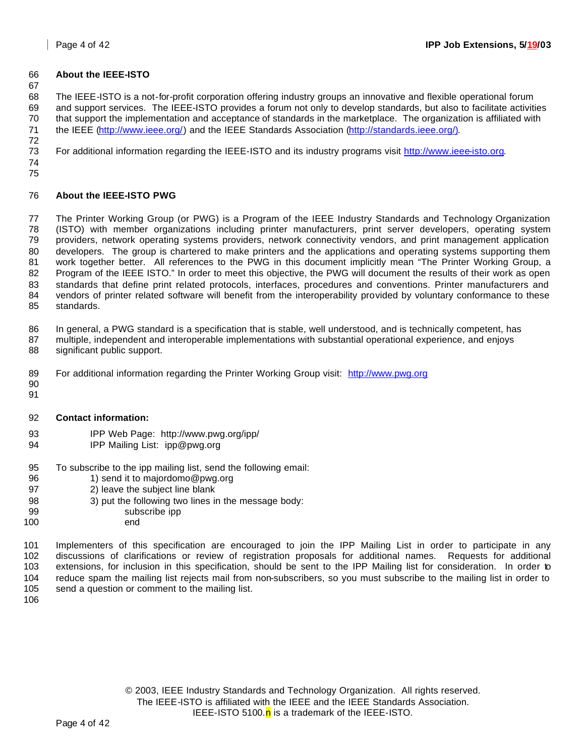## About the IEEE-ISTO

The IEEE-ISTO is a not-for-profit corporation offering industry groups an innovative and flexible operational forum and support services. The IEEE-ISTO provides a forum not only to develop standards, but also to facilitate activities that support the implementation and acceptance of standards in the marketplace. The organization is affiliated with the IEEE (http://www.ieee.org/) and the IEEE Standards Association (http://standards.ieee.org/).

For additional information regarding the IEEE-ISTO and its industry programs visit http://www.ieee-isto.org.

## About the IEEE-ISTO PWG

The Printer Working Group (or PWG) is a Program of the IEEE Industry Standards and Technology Organization (ISTO) with member organizations including printer manufacturers, print server developers, operating system providers, network operating systems providers, network connectivity vendors, and print management application developers. The group is chartered to make printers and the applications and operating systems supporting them work together better. All references to the PWG in this document implicitly mean "The Printer Working Group, a Program of the IEEE ISTO." In order to meet this objective, the PWG will document the results of their work as open standards that define print related protocols, interfaces, procedures and conventions. Printer manufacturers and vendors of printer related software will benefit from the interoperability provided by voluntary conformance to these standards.

In general, a PWG standard is a specification that is stable, well understood, and is technically competent, has multiple, independent and interoperable implementations with substantial operational experience, and enjoys significant public support.

For additional information regarding the Printer Working Group visit: http://www.pwg.org

**Contact information:**

IPP Web Page: http://www.pwg.org/ipp/
IPP Mailing List: ipp@pwg.org

To subscribe to the ipp mailing list, send the following email:

1) send it to majordomo@pwg.org
2) leave the subject line blank
3) put the following two lines in the message body:

    subscribe ipp
    end

Implementers of this specification are encouraged to join the IPP Mailing List in order to participate in any discussions of clarifications or review of registration proposals for additional names. Requests for additional extensions, for inclusion in this specification, should be sent to the IPP Mailing list for consideration. In order to reduce spam the mailing list rejects mail from non-subscribers, so you must subscribe to the mailing list in order to send a question or comment to the mailing list.

© 2003, IEEE Industry Standards and Technology Organization. All rights reserved.
The IEEE-ISTO is affiliated with the IEEE and the IEEE Standards Association.
IEEE-ISTO 5100.n is a trademark of the IEEE-ISTO.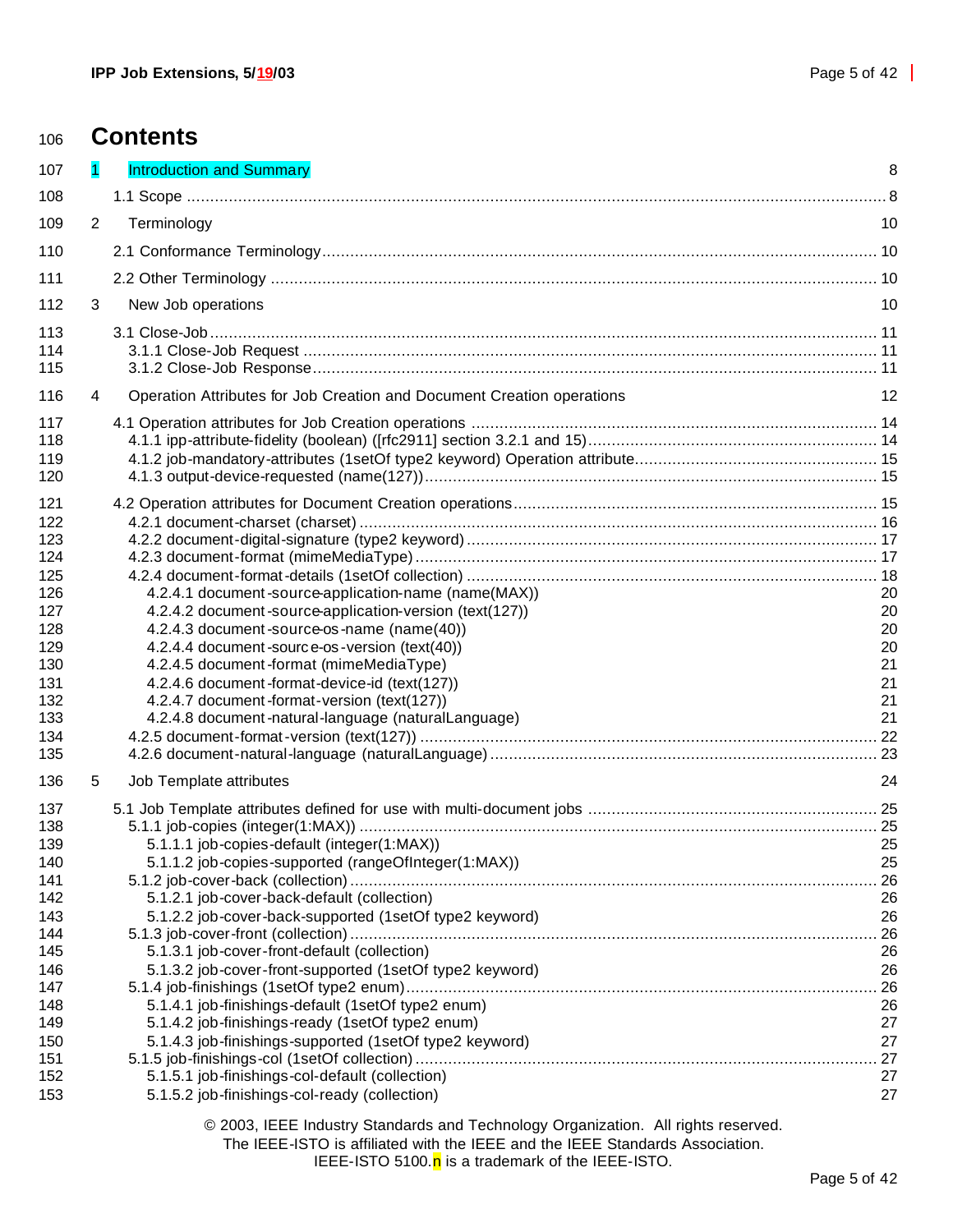# Contents

1 Introduction and Summary 8

1.1 Scope 8

2 Terminology 10

2.1 Conformance Terminology 10

2.2 Other Terminology 10

3 New Job operations 10

3.1 Close-Job 11
- 3.1.1 Close-Job Request 11
- 3.1.2 Close-Job Response 11

4 Operation Attributes for Job Creation and Document Creation operations 12

4.1 Operation attributes for Job Creation operations 14
- 4.1.1 ipp-attribute-fidelity (boolean) ([rfc2911] section 3.2.1 and 15) 14
- 4.1.2 job-mandatory-attributes (1setOf type2 keyword) Operation attribute 15
- 4.1.3 output-device-requested (name(127)) 15

4.2 Operation attributes for Document Creation operations 15
- 4.2.1 document-charset (charset) 16
- 4.2.2 document-digital-signature (type2 keyword) 17
- 4.2.3 document-format (mimeMediaType) 17
- 4.2.4 document-format-details (1setOf collection) 18
  - 4.2.4.1 document-source-application-name (name(MAX)) 20
  - 4.2.4.2 document-source-application-version (text(127)) 20
  - 4.2.4.3 document-source-os-name (name(40)) 20
  - 4.2.4.4 document-source-os-version (text(40)) 20
  - 4.2.4.5 document-format (mimeMediaType) 21
  - 4.2.4.6 document-format-device-id (text(127)) 21
  - 4.2.4.7 document-format-version (text(127)) 21
  - 4.2.4.8 document-natural-language (naturalLanguage) 21
- 4.2.5 document-format-version (text(127)) 22
- 4.2.6 document-natural-language (naturalLanguage) 23

5 Job Template attributes 24

5.1 Job Template attributes defined for use with multi-document jobs 25
- 5.1.1 job-copies (integer(1:MAX)) 25
  - 5.1.1.1 job-copies-default (integer(1:MAX)) 25
  - 5.1.1.2 job-copies-supported (rangeOfInteger(1:MAX)) 25
- 5.1.2 job-cover-back (collection) 26
  - 5.1.2.1 job-cover-back-default (collection) 26
  - 5.1.2.2 job-cover-back-supported (1setOf type2 keyword) 26
- 5.1.3 job-cover-front (collection) 26
  - 5.1.3.1 job-cover-front-default (collection) 26
  - 5.1.3.2 job-cover-front-supported (1setOf type2 keyword) 26
- 5.1.4 job-finishings (1setOf type2 enum) 26
  - 5.1.4.1 job-finishings-default (1setOf type2 enum) 26
  - 5.1.4.2 job-finishings-ready (1setOf type2 enum) 27
  - 5.1.4.3 job-finishings-supported (1setOf type2 keyword) 27
- 5.1.5 job-finishings-col (1setOf collection) 27
  - 5.1.5.1 job-finishings-col-default (collection) 27
  - 5.1.5.2 job-finishings-col-ready (collection) 27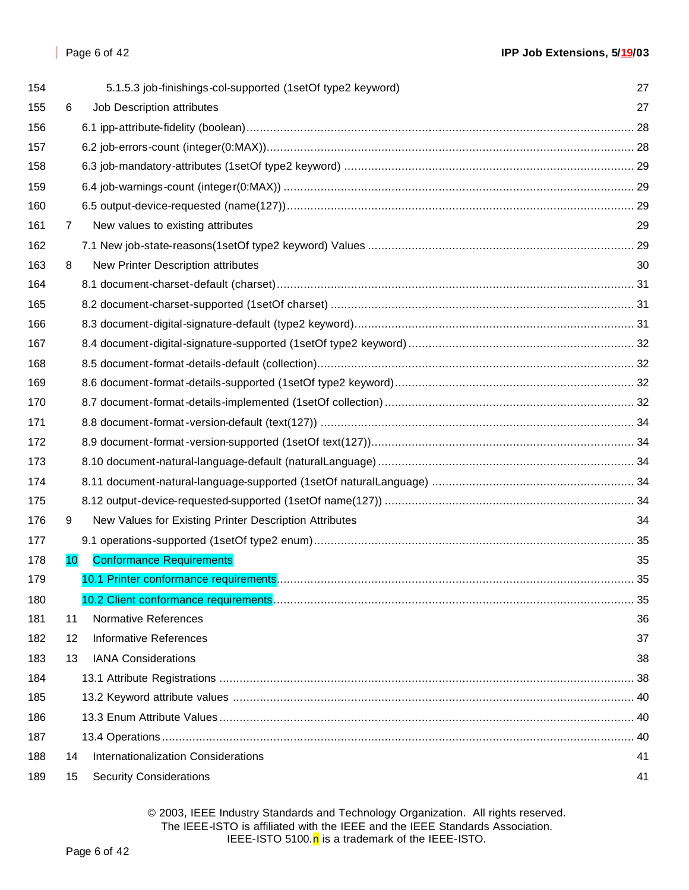154 5.1.5.3 job-finishings-col-supported (1setOf type2 keyword) 27

155 6 Job Description attributes 27

156 6.1 ipp-attribute-fidelity (boolean) ........ 28

157 6.2 job-errors-count (integer(0:MAX)) ........ 28

158 6.3 job-mandatory-attributes (1setOf type2 keyword) ........ 29

159 6.4 job-warnings-count (integer(0:MAX)) ........ 29

160 6.5 output-device-requested (name(127)) ........ 29

161 7 New values to existing attributes 29

162 7.1 New job-state-reasons(1setOf type2 keyword) Values ........ 29

163 8 New Printer Description attributes 30

164 8.1 document-charset-default (charset) ........ 31

165 8.2 document-charset-supported (1setOf charset) ........ 31

166 8.3 document-digital-signature-default (type2 keyword) ........ 31

167 8.4 document-digital-signature-supported (1setOf type2 keyword) ........ 32

168 8.5 document-format-details-default (collection) ........ 32

169 8.6 document-format-details-supported (1setOf type2 keyword) ........ 32

170 8.7 document-format-details-implemented (1setOf collection) ........ 32

171 8.8 document-format-version-default (text(127)) ........ 34

172 8.9 document-format-version-supported (1setOf text(127)) ........ 34

173 8.10 document-natural-language-default (naturalLanguage) ........ 34

174 8.11 document-natural-language-supported (1setOf naturalLanguage) ........ 34

175 8.12 output-device-requested-supported (1setOf name(127)) ........ 34

176 9 New Values for Existing Printer Description Attributes 34

177 9.1 operations-supported (1setOf type2 enum) ........ 35

178 10 Conformance Requirements 35

179 10.1 Printer conformance requirements ........ 35

180 10.2 Client conformance requirements ........ 35

181 11 Normative References 36

182 12 Informative References 37

183 13 IANA Considerations 38

184 13.1 Attribute Registrations ........ 38

185 13.2 Keyword attribute values ........ 40

186 13.3 Enum Attribute Values ........ 40

187 13.4 Operations ........ 40

188 14 Internationalization Considerations 41

189 15 Security Considerations 41

© 2003, IEEE Industry Standards and Technology Organization. All rights reserved.
The IEEE-ISTO is affiliated with the IEEE and the IEEE Standards Association.
IEEE-ISTO 5100.n is a trademark of the IEEE-ISTO.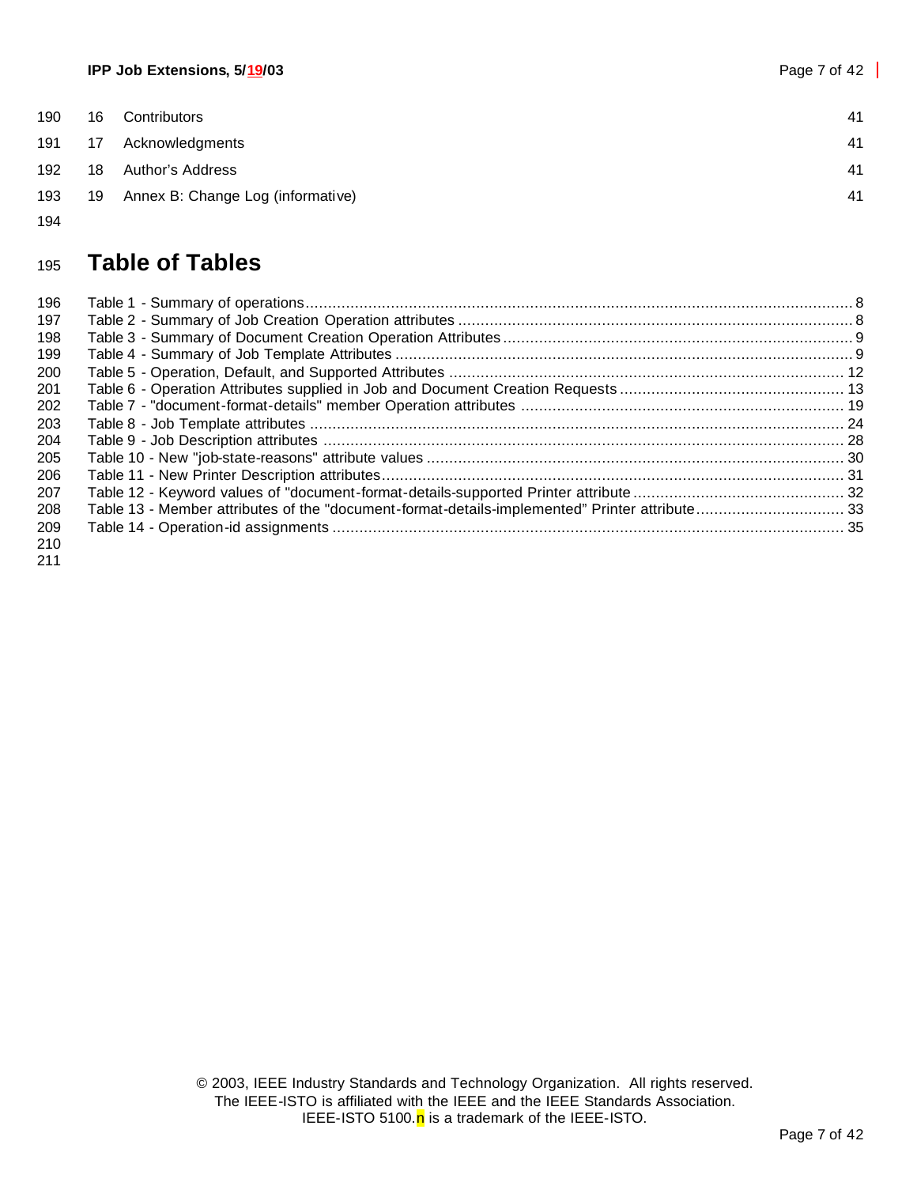16 Contributors 41

17 Acknowledgments 41

18 Author's Address 41

19 Annex B: Change Log (informative) 41

# Table of Tables

Table 1 - Summary of operations ..... 8
Table 2 - Summary of Job Creation Operation attributes ..... 8
Table 3 - Summary of Document Creation Operation Attributes ..... 9
Table 4 - Summary of Job Template Attributes ..... 9
Table 5 - Operation, Default, and Supported Attributes ..... 12
Table 6 - Operation Attributes supplied in Job and Document Creation Requests ..... 13
Table 7 - "document-format-details" member Operation attributes ..... 19
Table 8 - Job Template attributes ..... 24
Table 9 - Job Description attributes ..... 28
Table 10 - New "job-state-reasons" attribute values ..... 30
Table 11 - New Printer Description attributes ..... 31
Table 12 - Keyword values of "document-format-details-supported Printer attribute ..... 32
Table 13 - Member attributes of the "document-format-details-implemented" Printer attribute ..... 33
Table 14 - Operation-id assignments ..... 35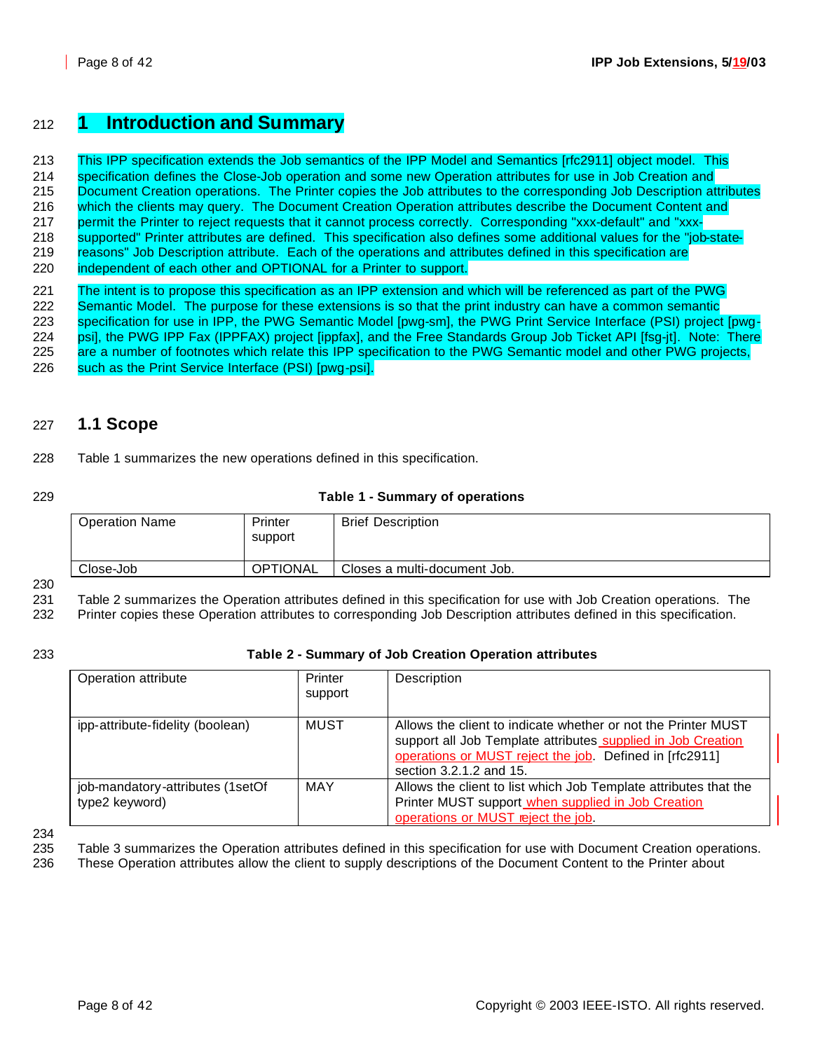# 1 Introduction and Summary

This IPP specification extends the Job semantics of the IPP Model and Semantics [rfc2911] object model. This specification defines the Close-Job operation and some new Operation attributes for use in Job Creation and Document Creation operations. The Printer copies the Job attributes to the corresponding Job Description attributes which the clients may query. The Document Creation Operation attributes describe the Document Content and permit the Printer to reject requests that it cannot process correctly. Corresponding "xxx-default" and "xxx-supported" Printer attributes are defined. This specification also defines some additional values for the "job-state-reasons" Job Description attribute. Each of the operations and attributes defined in this specification are independent of each other and OPTIONAL for a Printer to support.

The intent is to propose this specification as an IPP extension and which will be referenced as part of the PWG Semantic Model. The purpose for these extensions is so that the print industry can have a common semantic specification for use in IPP, the PWG Semantic Model [pwg-sm], the PWG Print Service Interface (PSI) project [pwg-psi], the PWG IPP Fax (IPPFAX) project [ippfax], and the Free Standards Group Job Ticket API [fsg-jt]. Note: There are a number of footnotes which relate this IPP specification to the PWG Semantic model and other PWG projects, such as the Print Service Interface (PSI) [pwg-psi].

## 1.1 Scope

Table 1 summarizes the new operations defined in this specification.

**Table 1 - Summary of operations**

| Operation Name | Printer support | Brief Description |
|---|---|---|
| Close-Job | OPTIONAL | Closes a multi-document Job. |

Table 2 summarizes the Operation attributes defined in this specification for use with Job Creation operations. The Printer copies these Operation attributes to corresponding Job Description attributes defined in this specification.

**Table 2 - Summary of Job Creation Operation attributes**

| Operation attribute | Printer support | Description |
|---|---|---|
| ipp-attribute-fidelity (boolean) | MUST | Allows the client to indicate whether or not the Printer MUST support all Job Template attributes supplied in Job Creation operations or MUST reject the job. Defined in [rfc2911] section 3.2.1.2 and 15. |
| job-mandatory-attributes (1setOf type2 keyword) | MAY | Allows the client to list which Job Template attributes that the Printer MUST support when supplied in Job Creation operations or MUST reject the job. |

Table 3 summarizes the Operation attributes defined in this specification for use with Document Creation operations. These Operation attributes allow the client to supply descriptions of the Document Content to the Printer about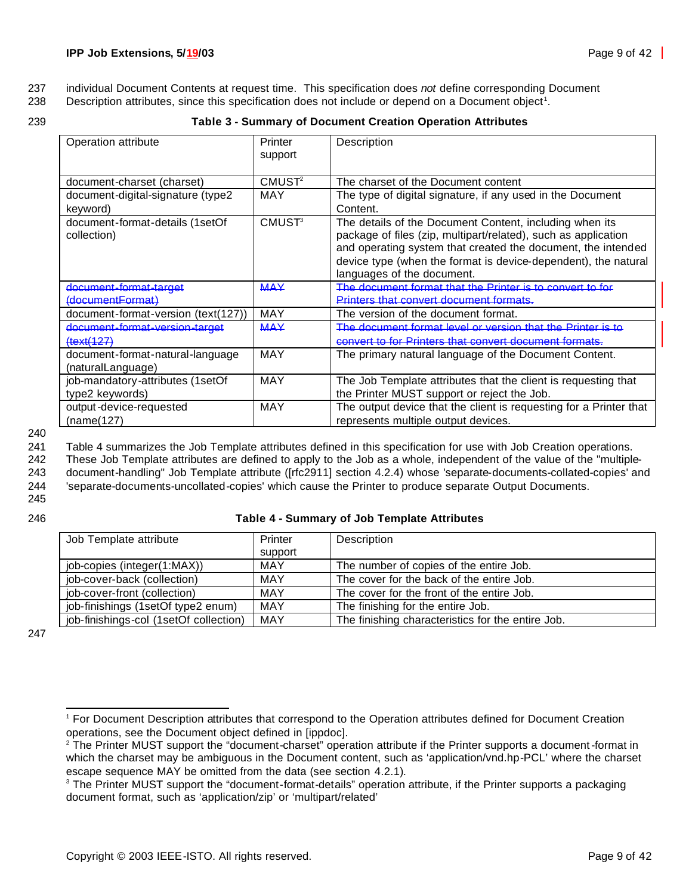individual Document Contents at request time. This specification does *not* define corresponding Document Description attributes, since this specification does not include or depend on a Document object[1].

**Table 3 - Summary of Document Creation Operation Attributes**

| Operation attribute | Printer support | Description |
|---|---|---|
| document-charset (charset) | CMUST[2] | The charset of the Document content |
| document-digital-signature (type2 keyword) | MAY | The type of digital signature, if any used in the Document Content. |
| document-format-details (1setOf collection) | CMUST[3] | The details of the Document Content, including when its package of files (zip, multipart/related), such as application and operating system that created the document, the intended device type (when the format is device-dependent), the natural languages of the document. |
| ~~document-format-target (documentFormat)~~ | ~~MAY~~ | ~~The document format that the Printer is to convert to for Printers that convert document formats.~~ |
| document-format-version (text(127)) | MAY | The version of the document format. |
| ~~document-format-version-target (text(127)~~ | ~~MAY~~ | ~~The document format level or version that the Printer is to convert to for Printers that convert document formats.~~ |
| document-format-natural-language (naturalLanguage) | MAY | The primary natural language of the Document Content. |
| job-mandatory-attributes (1setOf type2 keywords) | MAY | The Job Template attributes that the client is requesting that the Printer MUST support or reject the Job. |
| output-device-requested (name(127) | MAY | The output device that the client is requesting for a Printer that represents multiple output devices. |

Table 4 summarizes the Job Template attributes defined in this specification for use with Job Creation operations. These Job Template attributes are defined to apply to the Job as a whole, independent of the value of the "multiple-document-handling" Job Template attribute ([rfc2911] section 4.2.4) whose 'separate-documents-collated-copies' and 'separate-documents-uncollated-copies' which cause the Printer to produce separate Output Documents.

**Table 4 - Summary of Job Template Attributes**

| Job Template attribute | Printer support | Description |
|---|---|---|
| job-copies (integer(1:MAX)) | MAY | The number of copies of the entire Job. |
| job-cover-back (collection) | MAY | The cover for the back of the entire Job. |
| job-cover-front (collection) | MAY | The cover for the front of the entire Job. |
| job-finishings (1setOf type2 enum) | MAY | The finishing for the entire Job. |
| job-finishings-col (1setOf collection) | MAY | The finishing characteristics for the entire Job. |

---

[1] For Document Description attributes that correspond to the Operation attributes defined for Document Creation operations, see the Document object defined in [ippdoc].

[2] The Printer MUST support the "document-charset" operation attribute if the Printer supports a document-format in which the charset may be ambiguous in the Document content, such as 'application/vnd.hp-PCL' where the charset escape sequence MAY be omitted from the data (see section 4.2.1).

[3] The Printer MUST support the "document-format-details" operation attribute, if the Printer supports a packaging document format, such as 'application/zip' or 'multipart/related'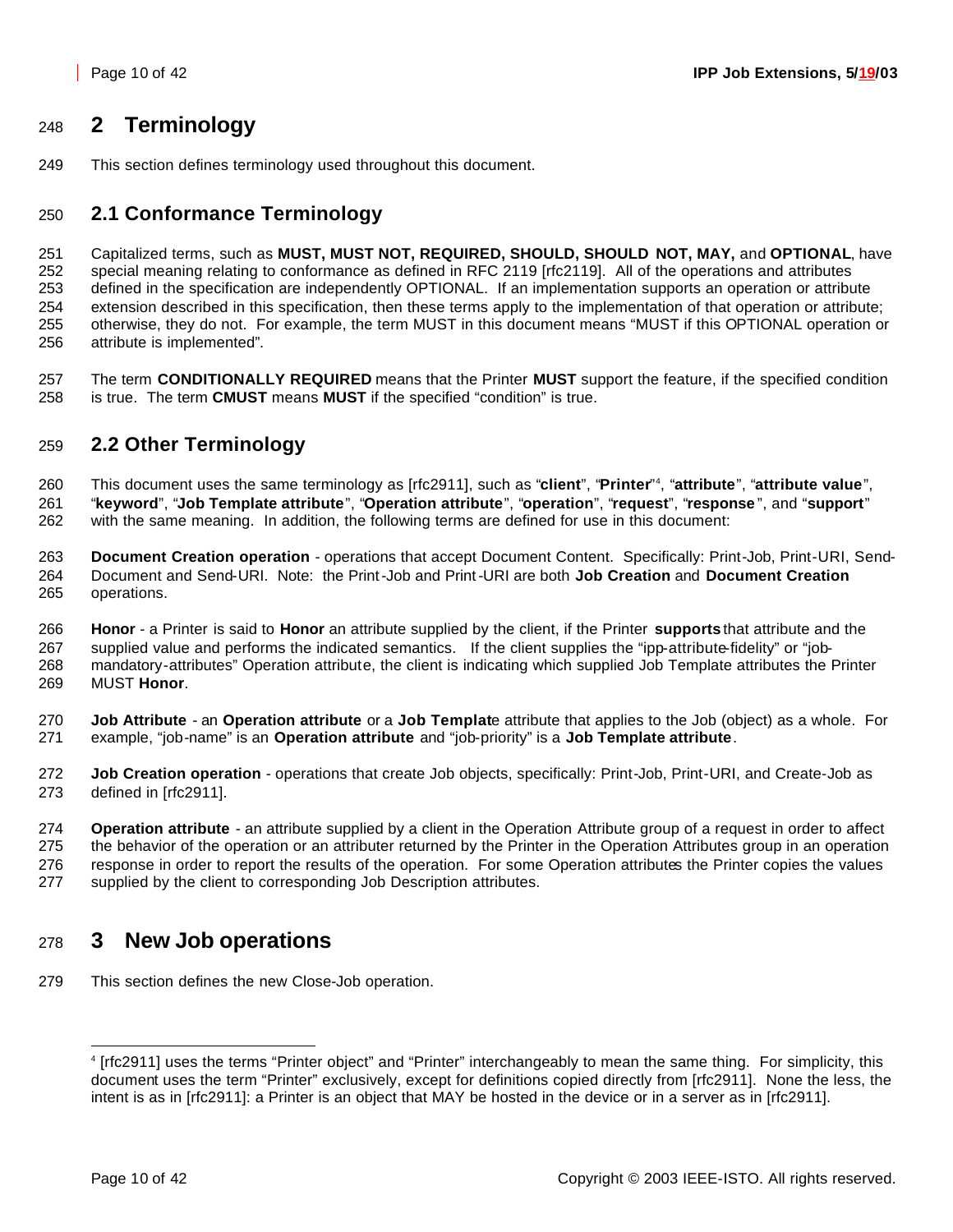# 2 Terminology

This section defines terminology used throughout this document.

## 2.1 Conformance Terminology

Capitalized terms, such as **MUST, MUST NOT, REQUIRED, SHOULD, SHOULD NOT, MAY,** and **OPTIONAL**, have special meaning relating to conformance as defined in RFC 2119 [rfc2119]. All of the operations and attributes defined in the specification are independently OPTIONAL. If an implementation supports an operation or attribute extension described in this specification, then these terms apply to the implementation of that operation or attribute; otherwise, they do not. For example, the term MUST in this document means "MUST if this OPTIONAL operation or attribute is implemented".

The term **CONDITIONALLY REQUIRED** means that the Printer **MUST** support the feature, if the specified condition is true. The term **CMUST** means **MUST** if the specified "condition" is true.

## 2.2 Other Terminology

This document uses the same terminology as [rfc2911], such as "**client**", "**Printer**"[4], "**attribute**", "**attribute value**", "**keyword**", "**Job Template attribute**", "**Operation attribute**", "**operation**", "**request**", "**response**", and "**support**" with the same meaning. In addition, the following terms are defined for use in this document:

**Document Creation operation** - operations that accept Document Content. Specifically: Print-Job, Print-URI, Send-Document and Send-URI. Note: the Print-Job and Print-URI are both **Job Creation** and **Document Creation** operations.

**Honor** - a Printer is said to **Honor** an attribute supplied by the client, if the Printer **supports** that attribute and the supplied value and performs the indicated semantics. If the client supplies the "ipp-attribute-fidelity" or "job-mandatory-attributes" Operation attribute, the client is indicating which supplied Job Template attributes the Printer MUST **Honor**.

**Job Attribute** - an **Operation attribute** or a **Job Template** attribute that applies to the Job (object) as a whole. For example, "job-name" is an **Operation attribute** and "job-priority" is a **Job Template attribute**.

**Job Creation operation** - operations that create Job objects, specifically: Print-Job, Print-URI, and Create-Job as defined in [rfc2911].

**Operation attribute** - an attribute supplied by a client in the Operation Attribute group of a request in order to affect the behavior of the operation or an attributer returned by the Printer in the Operation Attributes group in an operation response in order to report the results of the operation. For some Operation attributes the Printer copies the values supplied by the client to corresponding Job Description attributes.

# 3 New Job operations

This section defines the new Close-Job operation.

---

[4] [rfc2911] uses the terms "Printer object" and "Printer" interchangeably to mean the same thing. For simplicity, this document uses the term "Printer" exclusively, except for definitions copied directly from [rfc2911]. None the less, the intent is as in [rfc2911]: a Printer is an object that MAY be hosted in the device or in a server as in [rfc2911].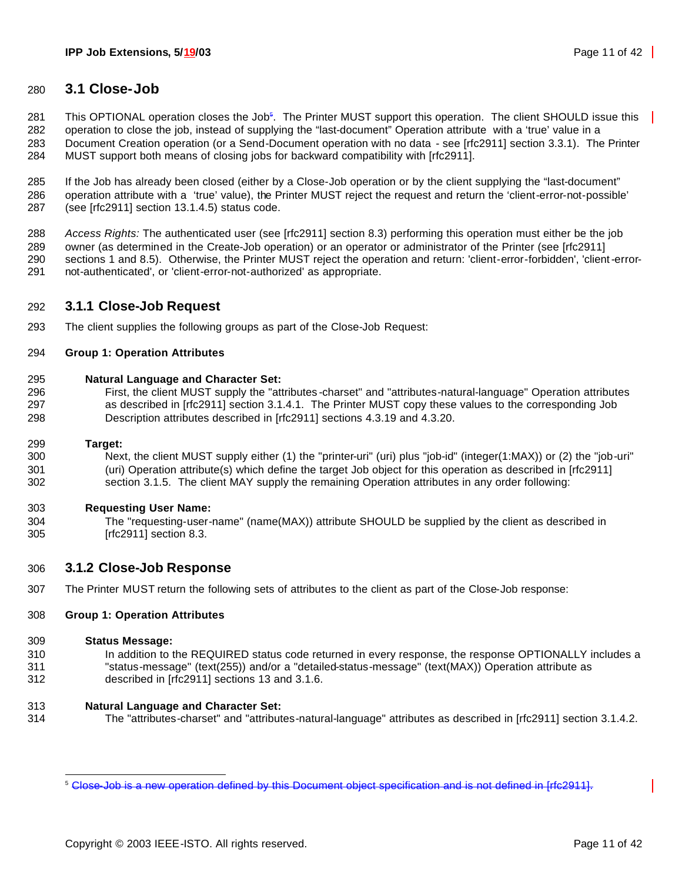## 3.1 Close-Job

This OPTIONAL operation closes the Job[5]. The Printer MUST support this operation. The client SHOULD issue this operation to close the job, instead of supplying the "last-document" Operation attribute with a 'true' value in a Document Creation operation (or a Send-Document operation with no data - see [rfc2911] section 3.3.1). The Printer MUST support both means of closing jobs for backward compatibility with [rfc2911].

If the Job has already been closed (either by a Close-Job operation or by the client supplying the "last-document" operation attribute with a 'true' value), the Printer MUST reject the request and return the 'client-error-not-possible' (see [rfc2911] section 13.1.4.5) status code.

*Access Rights:* The authenticated user (see [rfc2911] section 8.3) performing this operation must either be the job owner (as determined in the Create-Job operation) or an operator or administrator of the Printer (see [rfc2911] sections 1 and 8.5). Otherwise, the Printer MUST reject the operation and return: 'client-error-forbidden', 'client-error-not-authenticated', or 'client-error-not-authorized' as appropriate.

### 3.1.1 Close-Job Request

The client supplies the following groups as part of the Close-Job Request:

**Group 1: Operation Attributes**

**Natural Language and Character Set:**
First, the client MUST supply the "attributes-charset" and "attributes-natural-language" Operation attributes as described in [rfc2911] section 3.1.4.1. The Printer MUST copy these values to the corresponding Job Description attributes described in [rfc2911] sections 4.3.19 and 4.3.20.

**Target:**
Next, the client MUST supply either (1) the "printer-uri" (uri) plus "job-id" (integer(1:MAX)) or (2) the "job-uri" (uri) Operation attribute(s) which define the target Job object for this operation as described in [rfc2911] section 3.1.5. The client MAY supply the remaining Operation attributes in any order following:

**Requesting User Name:**
The "requesting-user-name" (name(MAX)) attribute SHOULD be supplied by the client as described in [rfc2911] section 8.3.

### 3.1.2 Close-Job Response

The Printer MUST return the following sets of attributes to the client as part of the Close-Job response:

**Group 1: Operation Attributes**

**Status Message:**
In addition to the REQUIRED status code returned in every response, the response OPTIONALLY includes a "status-message" (text(255)) and/or a "detailed-status-message" (text(MAX)) Operation attribute as described in [rfc2911] sections 13 and 3.1.6.

**Natural Language and Character Set:**
The "attributes-charset" and "attributes-natural-language" attributes as described in [rfc2911] section 3.1.4.2.

---

[5] ~~Close-Job is a new operation defined by this Document object specification and is not defined in [rfc2911].~~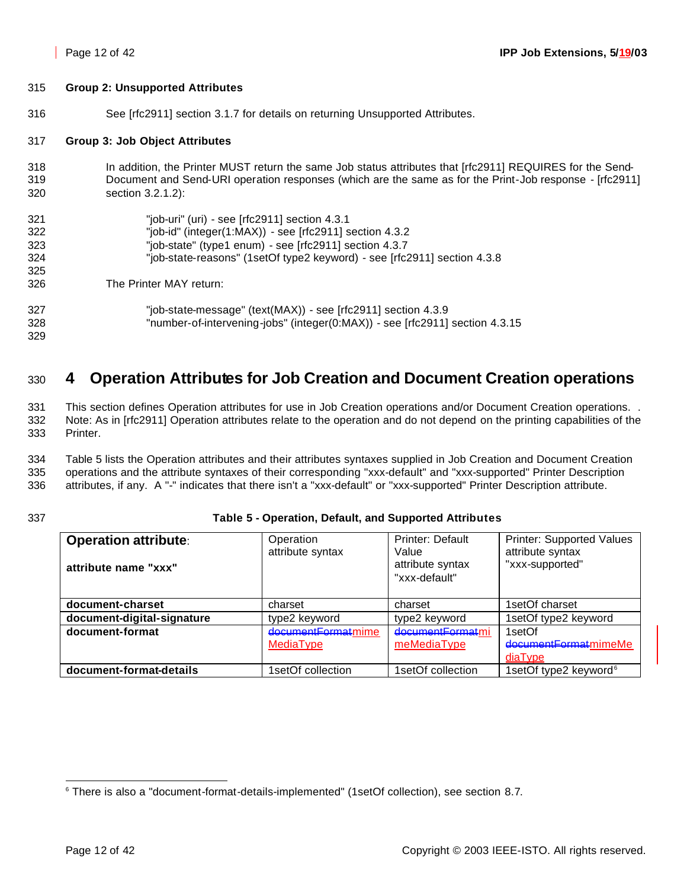**Group 2: Unsupported Attributes**

See [rfc2911] section 3.1.7 for details on returning Unsupported Attributes.

**Group 3: Job Object Attributes**

In addition, the Printer MUST return the same Job status attributes that [rfc2911] REQUIRES for the Send-Document and Send-URI operation responses (which are the same as for the Print-Job response - [rfc2911] section 3.2.1.2):

"job-uri" (uri) - see [rfc2911] section 4.3.1
"job-id" (integer(1:MAX)) - see [rfc2911] section 4.3.2
"job-state" (type1 enum) - see [rfc2911] section 4.3.7
"job-state-reasons" (1setOf type2 keyword) - see [rfc2911] section 4.3.8

The Printer MAY return:

"job-state-message" (text(MAX)) - see [rfc2911] section 4.3.9
"number-of-intervening-jobs" (integer(0:MAX)) - see [rfc2911] section 4.3.15

# 4 Operation Attributes for Job Creation and Document Creation operations

This section defines Operation attributes for use in Job Creation operations and/or Document Creation operations. . Note: As in [rfc2911] Operation attributes relate to the operation and do not depend on the printing capabilities of the Printer.

Table 5 lists the Operation attributes and their attributes syntaxes supplied in Job Creation and Document Creation operations and the attribute syntaxes of their corresponding "xxx-default" and "xxx-supported" Printer Description attributes, if any. A "-" indicates that there isn't a "xxx-default" or "xxx-supported" Printer Description attribute.

**Table 5 - Operation, Default, and Supported Attributes**

| **Operation attribute**: **attribute name "xxx"** | Operation attribute syntax | Printer: Default Value attribute syntax "xxx-default" | Printer: Supported Values attribute syntax "xxx-supported" |
|---|---|---|---|
| **document-charset** | charset | charset | 1setOf charset |
| **document-digital-signature** | type2 keyword | type2 keyword | 1setOf type2 keyword |
| **document-format** | ~~documentFormat~~mimeMediaType | ~~documentFormat~~mimeMediaType | 1setOf ~~documentFormat~~mimeMediaType |
| **document-format-details** | 1setOf collection | 1setOf collection | 1setOf type2 keyword[6] |

[6] There is also a "document-format-details-implemented" (1setOf collection), see section 8.7.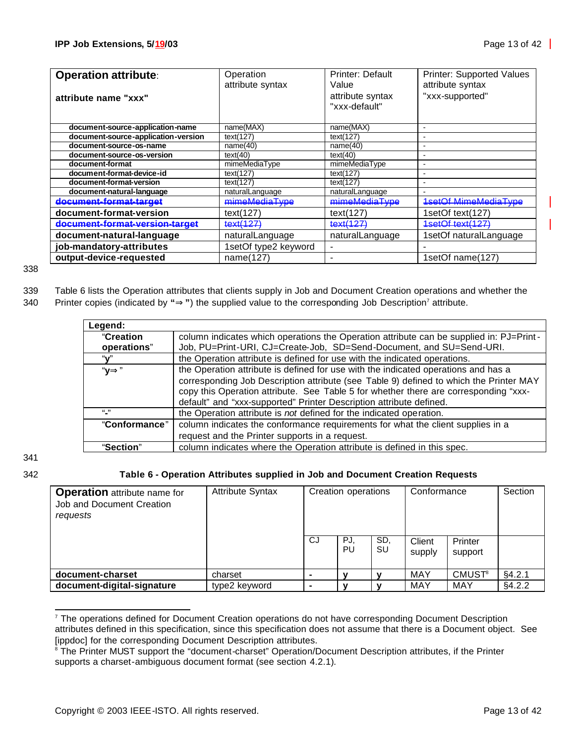| **Operation attribute**: **attribute name "xxx"** | Operation attribute syntax | Printer: Default Value attribute syntax "xxx-default" | Printer: Supported Values attribute syntax "xxx-supported" |
|---|---|---|---|
| **document-source-application-name** | name(MAX) | name(MAX) | - |
| **document-source-application-version** | text(127) | text(127) | - |
| **document-source-os-name** | name(40) | name(40) | - |
| **document-source-os-version** | text(40) | text(40) | - |
| **document-format** | mimeMediaType | mimeMediaType | - |
| **document-format-device-id** | text(127) | text(127) | - |
| **document-format-version** | text(127) | text(127) | - |
| **document-natural-language** | naturalLanguage | naturalLanguage | - |
| ~~**document-format-target**~~ | ~~mimeMediaType~~ | ~~mimeMediaType~~ | ~~1setOf MimeMediaType~~ |
| **document-format-version** | text(127) | text(127) | 1setOf text(127) |
| ~~**document-format-version-target**~~ | ~~text(127)~~ | ~~text(127)~~ | ~~1setOf text(127)~~ |
| **document-natural-language** | naturalLanguage | naturalLanguage | 1setOf naturalLanguage |
| **job-mandatory-attributes** | 1setOf type2 keyword | - | - |
| **output-device-requested** | name(127) | - | 1setOf name(127) |

338

339 Table 6 lists the Operation attributes that clients supply in Job and Document Creation operations and whether the
340 Printer copies (indicated by "⇒ ") the supplied value to the corresponding Job Description[7] attribute.

| **Legend:** | |
|---|---|
| "**Creation operations**" | column indicates which operations the Operation attribute can be supplied in: PJ=Print-Job, PU=Print-URI, CJ=Create-Job, SD=Send-Document, and SU=Send-URI. |
| "**y**" | the Operation attribute is defined for use with the indicated operations. |
| "**y⇒** " | the Operation attribute is defined for use with the indicated operations and has a corresponding Job Description attribute (see Table 9) defined to which the Printer MAY copy this Operation attribute. See Table 5 for whether there are corresponding "xxx-default" and "xxx-supported" Printer Description attribute defined. |
| "**-**" | the Operation attribute is *not* defined for the indicated operation. |
| "**Conformance**" | column indicates the conformance requirements for what the client supplies in a request and the Printer supports in a request. |
| "**Section**" | column indicates where the Operation attribute is defined in this spec. |

341

342 **Table 6 - Operation Attributes supplied in Job and Document Creation Requests**

| **Operation** attribute name for Job and Document Creation *requests* | Attribute Syntax | Creation operations | | | Conformance | | Section |
|---|---|---|---|---|---|---|---|
| | | CJ | PJ, PU | SD, SU | Client supply | Printer support | |
| **document-charset** | charset | **-** | **y** | **y** | MAY | CMUST[8] | §4.2.1 |
| **document-digital-signature** | type2 keyword | **-** | **y** | **y** | MAY | MAY | §4.2.2 |

[7] The operations defined for Document Creation operations do not have corresponding Document Description attributes defined in this specification, since this specification does not assume that there is a Document object. See [ippdoc] for the corresponding Document Description attributes.

[8] The Printer MUST support the "document-charset" Operation/Document Description attributes, if the Printer supports a charset-ambiguous document format (see section 4.2.1).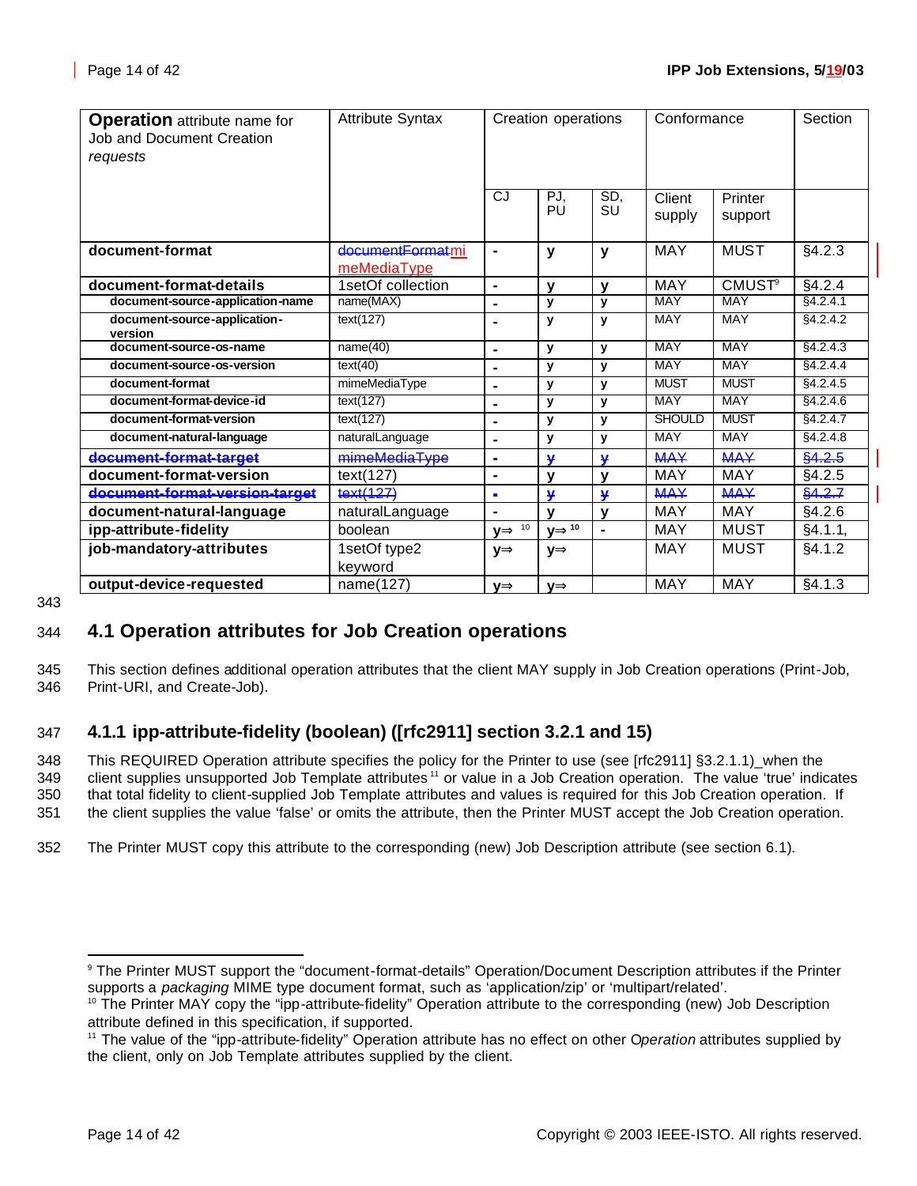| **Operation** attribute name for Job and Document Creation *requests* | Attribute Syntax | Creation operations | | | Conformance | | Section |
|---|---|---|---|---|---|---|---|
| | | CJ | PJ, PU | SD, SU | Client supply | Printer support | |
| **document-format** | ~~documentFormat~~mimeMediaType | - | y | y | MAY | MUST | §4.2.3 |
| **document-format-details** | 1setOf collection | - | y | y | MAY | CMUST[9] | §4.2.4 |
| **document-source-application-name** | name(MAX) | - | y | y | MAY | MAY | §4.2.4.1 |
| **document-source-application-version** | text(127) | - | y | y | MAY | MAY | §4.2.4.2 |
| **document-source-os-name** | name(40) | - | y | y | MAY | MAY | §4.2.4.3 |
| **document-source-os-version** | text(40) | - | y | y | MAY | MAY | §4.2.4.4 |
| **document-format** | mimeMediaType | - | y | y | MUST | MUST | §4.2.4.5 |
| **document-format-device-id** | text(127) | - | y | y | MAY | MAY | §4.2.4.6 |
| **document-format-version** | text(127) | - | y | y | SHOULD | MUST | §4.2.4.7 |
| **document-natural-language** | naturalLanguage | - | y | y | MAY | MAY | §4.2.4.8 |
| ~~**document-format-target**~~ | ~~mimeMediaType~~ | ~~-~~ | ~~y~~ | ~~y~~ | ~~MAY~~ | ~~MAY~~ | ~~§4.2.5~~ |
| **document-format-version** | text(127) | - | y | y | MAY | MAY | §4.2.5 |
| ~~**document-format-version-target**~~ | ~~text(127)~~ | ~~-~~ | ~~y~~ | ~~y~~ | ~~MAY~~ | ~~MAY~~ | ~~§4.2.7~~ |
| **document-natural-language** | naturalLanguage | - | y | y | MAY | MAY | §4.2.6 |
| **ipp-attribute-fidelity** | boolean | y⇒ [10] | y⇒ [10] | - | MAY | MUST | §4.1.1, |
| **job-mandatory-attributes** | 1setOf type2 keyword | y⇒ | y⇒ | | MAY | MUST | §4.1.2 |
| **output-device-requested** | name(127) | y⇒ | y⇒ | | MAY | MAY | §4.1.3 |

## 4.1 Operation attributes for Job Creation operations

This section defines additional operation attributes that the client MAY supply in Job Creation operations (Print-Job, Print-URI, and Create-Job).

### 4.1.1 ipp-attribute-fidelity (boolean) ([rfc2911] section 3.2.1 and 15)

This REQUIRED Operation attribute specifies the policy for the Printer to use (see [rfc2911] §3.2.1.1)_when the client supplies unsupported Job Template attributes[11] or value in a Job Creation operation. The value 'true' indicates that total fidelity to client-supplied Job Template attributes and values is required for this Job Creation operation. If the client supplies the value 'false' or omits the attribute, then the Printer MUST accept the Job Creation operation.

The Printer MUST copy this attribute to the corresponding (new) Job Description attribute (see section 6.1).

---

[9] The Printer MUST support the "document-format-details" Operation/Document Description attributes if the Printer supports a *packaging* MIME type document format, such as 'application/zip' or 'multipart/related'.

[10] The Printer MAY copy the "ipp-attribute-fidelity" Operation attribute to the corresponding (new) Job Description attribute defined in this specification, if supported.

[11] The value of the "ipp-attribute-fidelity" Operation attribute has no effect on other O*peration* attributes supplied by the client, only on Job Template attributes supplied by the client.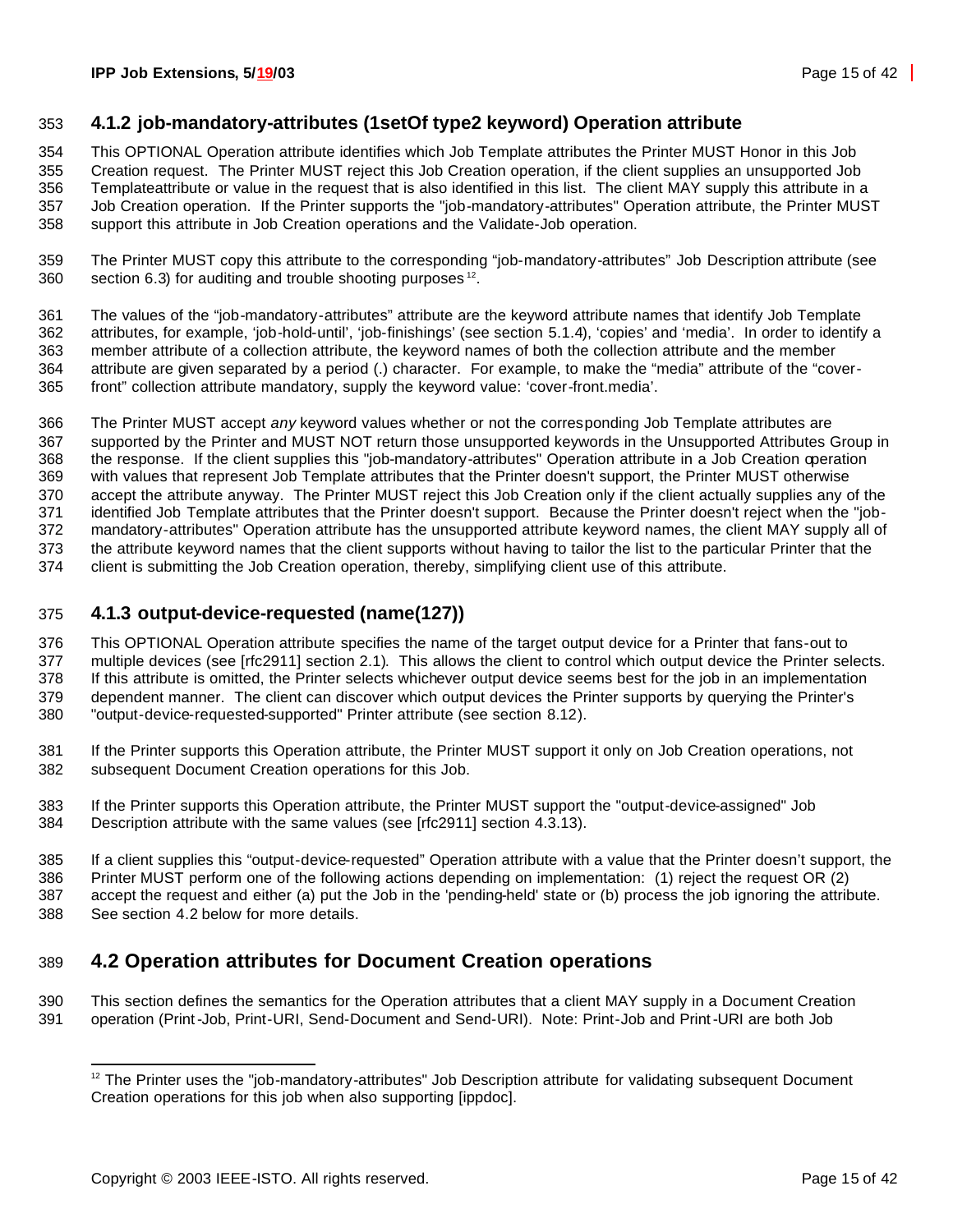### 4.1.2 job-mandatory-attributes (1setOf type2 keyword) Operation attribute

This OPTIONAL Operation attribute identifies which Job Template attributes the Printer MUST Honor in this Job Creation request. The Printer MUST reject this Job Creation operation, if the client supplies an unsupported Job Templateattribute or value in the request that is also identified in this list. The client MAY supply this attribute in a Job Creation operation. If the Printer supports the "job-mandatory-attributes" Operation attribute, the Printer MUST support this attribute in Job Creation operations and the Validate-Job operation.

The Printer MUST copy this attribute to the corresponding "job-mandatory-attributes" Job Description attribute (see section 6.3) for auditing and trouble shooting purposes [12].

The values of the "job-mandatory-attributes" attribute are the keyword attribute names that identify Job Template attributes, for example, 'job-hold-until', 'job-finishings' (see section 5.1.4), 'copies' and 'media'. In order to identify a member attribute of a collection attribute, the keyword names of both the collection attribute and the member attribute are given separated by a period (.) character. For example, to make the "media" attribute of the "cover-front" collection attribute mandatory, supply the keyword value: 'cover-front.media'.

The Printer MUST accept *any* keyword values whether or not the corresponding Job Template attributes are supported by the Printer and MUST NOT return those unsupported keywords in the Unsupported Attributes Group in the response. If the client supplies this "job-mandatory-attributes" Operation attribute in a Job Creation operation with values that represent Job Template attributes that the Printer doesn't support, the Printer MUST otherwise accept the attribute anyway. The Printer MUST reject this Job Creation only if the client actually supplies any of the identified Job Template attributes that the Printer doesn't support. Because the Printer doesn't reject when the "job-mandatory-attributes" Operation attribute has the unsupported attribute keyword names, the client MAY supply all of the attribute keyword names that the client supports without having to tailor the list to the particular Printer that the client is submitting the Job Creation operation, thereby, simplifying client use of this attribute.

### 4.1.3 output-device-requested (name(127))

This OPTIONAL Operation attribute specifies the name of the target output device for a Printer that fans-out to multiple devices (see [rfc2911] section 2.1). This allows the client to control which output device the Printer selects. If this attribute is omitted, the Printer selects whichever output device seems best for the job in an implementation dependent manner. The client can discover which output devices the Printer supports by querying the Printer's "output-device-requested-supported" Printer attribute (see section 8.12).

If the Printer supports this Operation attribute, the Printer MUST support it only on Job Creation operations, not subsequent Document Creation operations for this Job.

If the Printer supports this Operation attribute, the Printer MUST support the "output-device-assigned" Job Description attribute with the same values (see [rfc2911] section 4.3.13).

If a client supplies this "output-device-requested" Operation attribute with a value that the Printer doesn't support, the Printer MUST perform one of the following actions depending on implementation: (1) reject the request OR (2) accept the request and either (a) put the Job in the 'pending-held' state or (b) process the job ignoring the attribute. See section 4.2 below for more details.

## 4.2 Operation attributes for Document Creation operations

This section defines the semantics for the Operation attributes that a client MAY supply in a Document Creation operation (Print-Job, Print-URI, Send-Document and Send-URI). Note: Print-Job and Print-URI are both Job

[12] The Printer uses the "job-mandatory-attributes" Job Description attribute for validating subsequent Document Creation operations for this job when also supporting [ippdoc].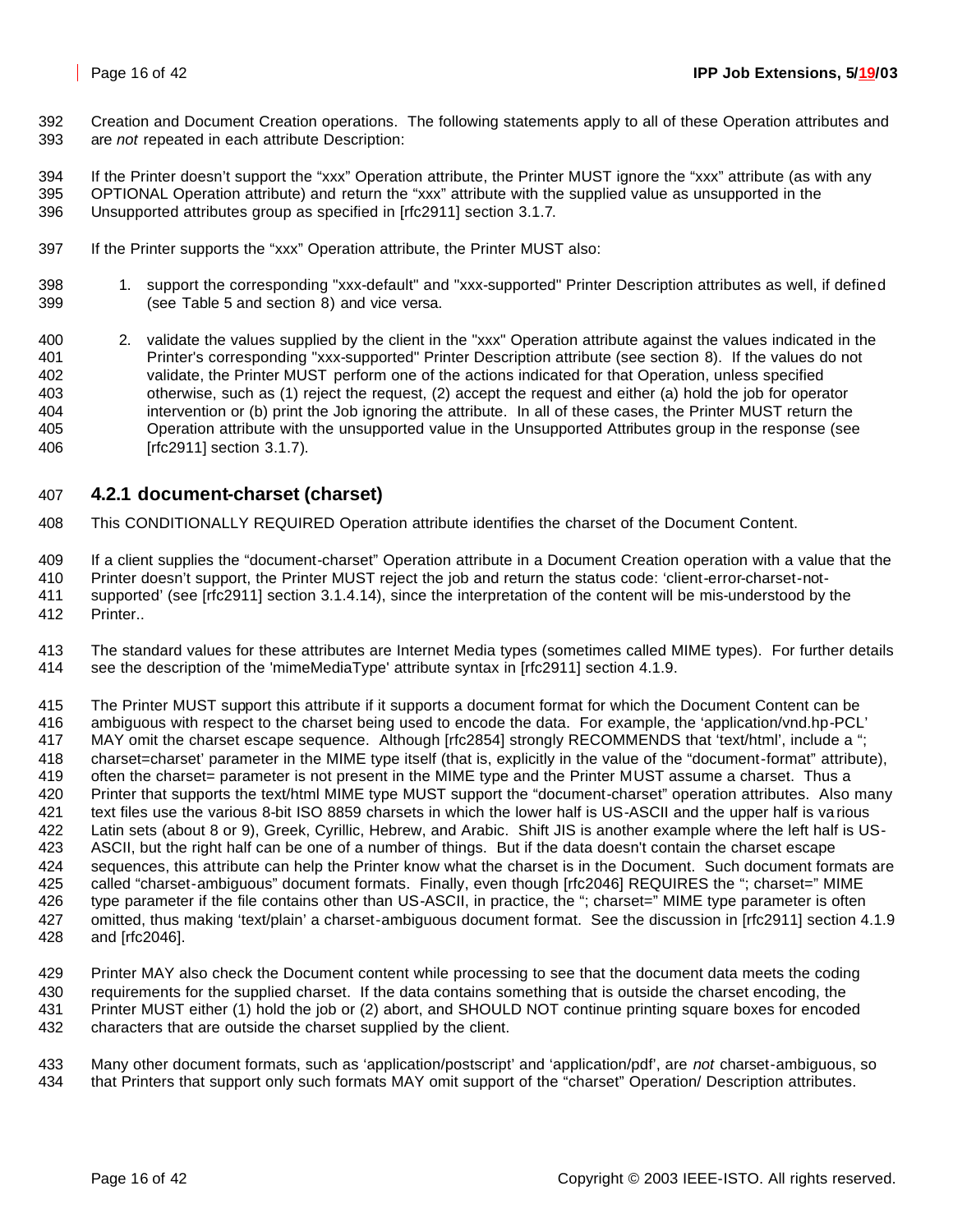Creation and Document Creation operations. The following statements apply to all of these Operation attributes and are *not* repeated in each attribute Description:

If the Printer doesn't support the "xxx" Operation attribute, the Printer MUST ignore the "xxx" attribute (as with any OPTIONAL Operation attribute) and return the "xxx" attribute with the supplied value as unsupported in the Unsupported attributes group as specified in [rfc2911] section 3.1.7.

If the Printer supports the "xxx" Operation attribute, the Printer MUST also:

1. support the corresponding "xxx-default" and "xxx-supported" Printer Description attributes as well, if defined (see Table 5 and section 8) and vice versa.

2. validate the values supplied by the client in the "xxx" Operation attribute against the values indicated in the Printer's corresponding "xxx-supported" Printer Description attribute (see section 8). If the values do not validate, the Printer MUST perform one of the actions indicated for that Operation, unless specified otherwise, such as (1) reject the request, (2) accept the request and either (a) hold the job for operator intervention or (b) print the Job ignoring the attribute. In all of these cases, the Printer MUST return the Operation attribute with the unsupported value in the Unsupported Attributes group in the response (see [rfc2911] section 3.1.7).

### 4.2.1 document-charset (charset)

This CONDITIONALLY REQUIRED Operation attribute identifies the charset of the Document Content.

If a client supplies the "document-charset" Operation attribute in a Document Creation operation with a value that the Printer doesn't support, the Printer MUST reject the job and return the status code: 'client-error-charset-not-supported' (see [rfc2911] section 3.1.4.14), since the interpretation of the content will be mis-understood by the Printer..

The standard values for these attributes are Internet Media types (sometimes called MIME types). For further details see the description of the 'mimeMediaType' attribute syntax in [rfc2911] section 4.1.9.

The Printer MUST support this attribute if it supports a document format for which the Document Content can be ambiguous with respect to the charset being used to encode the data. For example, the 'application/vnd.hp-PCL' MAY omit the charset escape sequence. Although [rfc2854] strongly RECOMMENDS that 'text/html', include a "; charset=charset' parameter in the MIME type itself (that is, explicitly in the value of the "document-format" attribute), often the charset= parameter is not present in the MIME type and the Printer MUST assume a charset. Thus a Printer that supports the text/html MIME type MUST support the "document-charset" operation attributes. Also many text files use the various 8-bit ISO 8859 charsets in which the lower half is US-ASCII and the upper half is various Latin sets (about 8 or 9), Greek, Cyrillic, Hebrew, and Arabic. Shift JIS is another example where the left half is US-ASCII, but the right half can be one of a number of things. But if the data doesn't contain the charset escape sequences, this attribute can help the Printer know what the charset is in the Document. Such document formats are called "charset-ambiguous" document formats. Finally, even though [rfc2046] REQUIRES the "; charset=" MIME type parameter if the file contains other than US-ASCII, in practice, the "; charset=" MIME type parameter is often omitted, thus making 'text/plain' a charset-ambiguous document format. See the discussion in [rfc2911] section 4.1.9 and [rfc2046].

Printer MAY also check the Document content while processing to see that the document data meets the coding requirements for the supplied charset. If the data contains something that is outside the charset encoding, the Printer MUST either (1) hold the job or (2) abort, and SHOULD NOT continue printing square boxes for encoded characters that are outside the charset supplied by the client.

Many other document formats, such as 'application/postscript' and 'application/pdf', are *not* charset-ambiguous, so that Printers that support only such formats MAY omit support of the "charset" Operation/ Description attributes.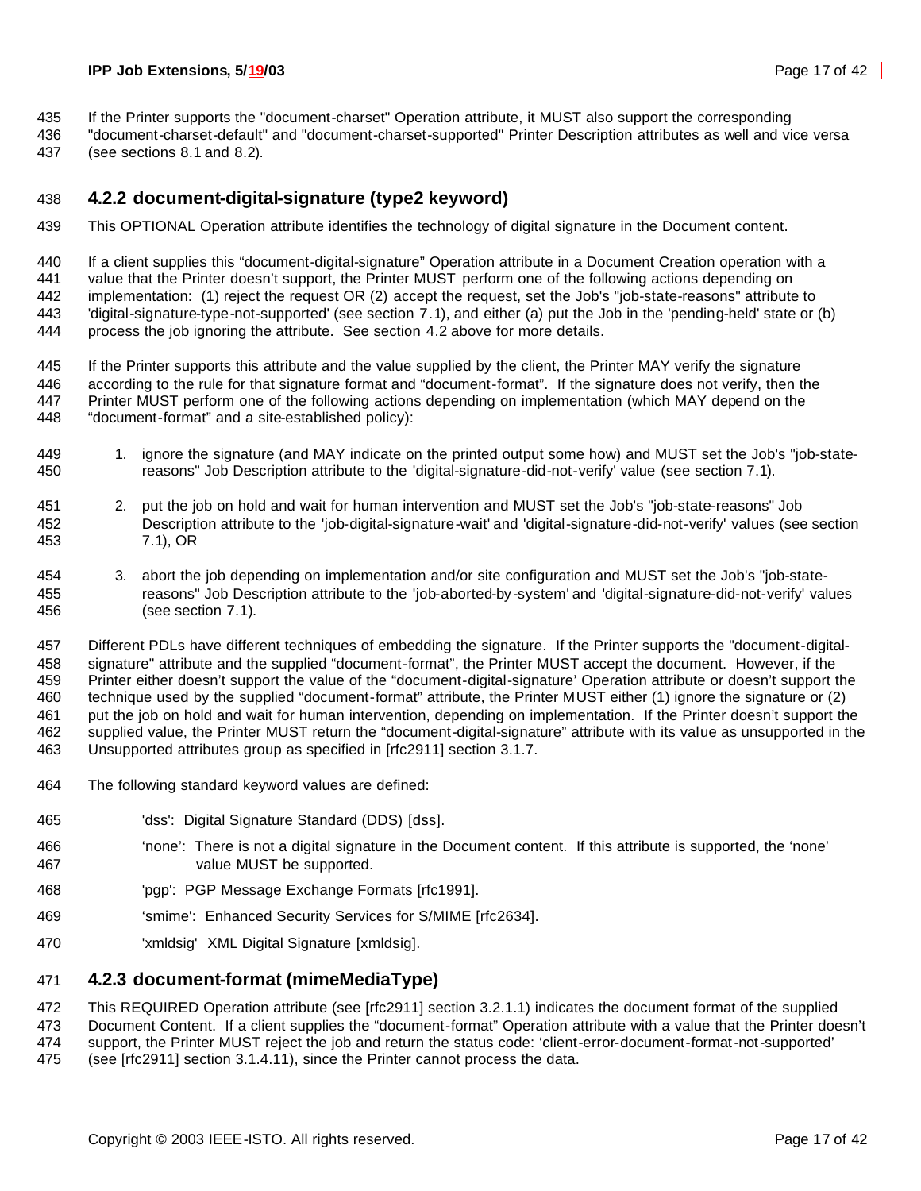If the Printer supports the "document-charset" Operation attribute, it MUST also support the corresponding "document-charset-default" and "document-charset-supported" Printer Description attributes as well and vice versa (see sections 8.1 and 8.2).

### 4.2.2 document-digital-signature (type2 keyword)

This OPTIONAL Operation attribute identifies the technology of digital signature in the Document content.

If a client supplies this "document-digital-signature" Operation attribute in a Document Creation operation with a value that the Printer doesn't support, the Printer MUST perform one of the following actions depending on implementation: (1) reject the request OR (2) accept the request, set the Job's "job-state-reasons" attribute to 'digital-signature-type-not-supported' (see section 7.1), and either (a) put the Job in the 'pending-held' state or (b) process the job ignoring the attribute. See section 4.2 above for more details.

If the Printer supports this attribute and the value supplied by the client, the Printer MAY verify the signature according to the rule for that signature format and "document-format". If the signature does not verify, then the Printer MUST perform one of the following actions depending on implementation (which MAY depend on the "document-format" and a site-established policy):

1. ignore the signature (and MAY indicate on the printed output some how) and MUST set the Job's "job-state-reasons" Job Description attribute to the 'digital-signature-did-not-verify' value (see section 7.1).

2. put the job on hold and wait for human intervention and MUST set the Job's "job-state-reasons" Job Description attribute to the 'job-digital-signature-wait' and 'digital-signature-did-not-verify' values (see section 7.1), OR

3. abort the job depending on implementation and/or site configuration and MUST set the Job's "job-state-reasons" Job Description attribute to the 'job-aborted-by-system' and 'digital-signature-did-not-verify' values (see section 7.1).

Different PDLs have different techniques of embedding the signature. If the Printer supports the "document-digital-signature" attribute and the supplied "document-format", the Printer MUST accept the document. However, if the Printer either doesn't support the value of the "document-digital-signature' Operation attribute or doesn't support the technique used by the supplied "document-format" attribute, the Printer MUST either (1) ignore the signature or (2) put the job on hold and wait for human intervention, depending on implementation. If the Printer doesn't support the supplied value, the Printer MUST return the "document-digital-signature" attribute with its value as unsupported in the Unsupported attributes group as specified in [rfc2911] section 3.1.7.

The following standard keyword values are defined:

'dss': Digital Signature Standard (DDS) [dss].

'none': There is not a digital signature in the Document content. If this attribute is supported, the 'none' value MUST be supported.

'pgp': PGP Message Exchange Formats [rfc1991].

'smime': Enhanced Security Services for S/MIME [rfc2634].

'xmldsig' XML Digital Signature [xmldsig].

### 4.2.3 document-format (mimeMediaType)

This REQUIRED Operation attribute (see [rfc2911] section 3.2.1.1) indicates the document format of the supplied Document Content. If a client supplies the "document-format" Operation attribute with a value that the Printer doesn't support, the Printer MUST reject the job and return the status code: 'client-error-document-format-not-supported' (see [rfc2911] section 3.1.4.11), since the Printer cannot process the data.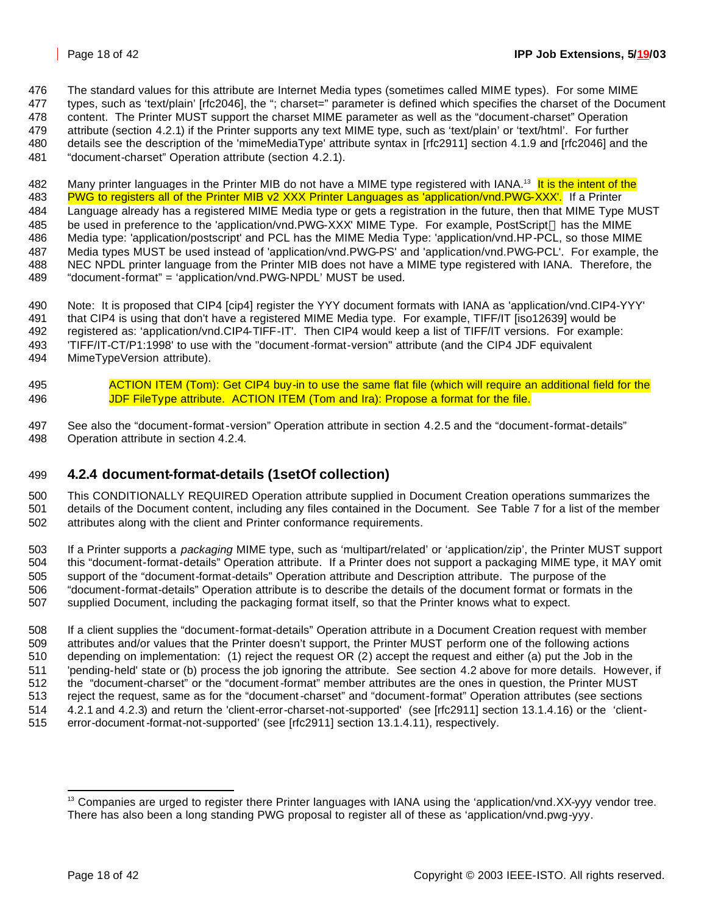The standard values for this attribute are Internet Media types (sometimes called MIME types). For some MIME types, such as 'text/plain' [rfc2046], the "; charset=" parameter is defined which specifies the charset of the Document content. The Printer MUST support the charset MIME parameter as well as the "document-charset" Operation attribute (section 4.2.1) if the Printer supports any text MIME type, such as 'text/plain' or 'text/html'. For further details see the description of the 'mimeMediaType' attribute syntax in [rfc2911] section 4.1.9 and [rfc2046] and the "document-charset" Operation attribute (section 4.2.1).

Many printer languages in the Printer MIB do not have a MIME type registered with IANA.[13] It is the intent of the PWG to registers all of the Printer MIB v2 XXX Printer Languages as 'application/vnd.PWG-XXX'. If a Printer Language already has a registered MIME Media type or gets a registration in the future, then that MIME Type MUST be used in preference to the 'application/vnd.PWG-XXX' MIME Type. For example, PostScript has the MIME Media type: 'application/postscript' and PCL has the MIME Media Type: 'application/vnd.HP-PCL, so those MIME Media types MUST be used instead of 'application/vnd.PWG-PS' and 'application/vnd.PWG-PCL'. For example, the NEC NPDL printer language from the Printer MIB does not have a MIME type registered with IANA. Therefore, the "document-format" = 'application/vnd.PWG-NPDL' MUST be used.

Note: It is proposed that CIP4 [cip4] register the YYY document formats with IANA as 'application/vnd.CIP4-YYY' that CIP4 is using that don't have a registered MIME Media type. For example, TIFF/IT [iso12639] would be registered as: 'application/vnd.CIP4-TIFF-IT'. Then CIP4 would keep a list of TIFF/IT versions. For example: 'TIFF/IT-CT/P1:1998' to use with the "document-format-version" attribute (and the CIP4 JDF equivalent MimeTypeVersion attribute).

> ACTION ITEM (Tom): Get CIP4 buy-in to use the same flat file (which will require an additional field for the JDF FileType attribute. ACTION ITEM (Tom and Ira): Propose a format for the file.

See also the "document-format-version" Operation attribute in section 4.2.5 and the "document-format-details" Operation attribute in section 4.2.4.

### 4.2.4 document-format-details (1setOf collection)

This CONDITIONALLY REQUIRED Operation attribute supplied in Document Creation operations summarizes the details of the Document content, including any files contained in the Document. See Table 7 for a list of the member attributes along with the client and Printer conformance requirements.

If a Printer supports a *packaging* MIME type, such as 'multipart/related' or 'application/zip', the Printer MUST support this "document-format-details" Operation attribute. If a Printer does not support a packaging MIME type, it MAY omit support of the "document-format-details" Operation attribute and Description attribute. The purpose of the "document-format-details" Operation attribute is to describe the details of the document format or formats in the supplied Document, including the packaging format itself, so that the Printer knows what to expect.

If a client supplies the "document-format-details" Operation attribute in a Document Creation request with member attributes and/or values that the Printer doesn't support, the Printer MUST perform one of the following actions depending on implementation: (1) reject the request OR (2) accept the request and either (a) put the Job in the 'pending-held' state or (b) process the job ignoring the attribute. See section 4.2 above for more details. However, if the "document-charset" or the "document-format" member attributes are the ones in question, the Printer MUST reject the request, same as for the "document-charset" and "document-format" Operation attributes (see sections 4.2.1 and 4.2.3) and return the 'client-error-charset-not-supported' (see [rfc2911] section 13.1.4.16) or the 'client-error-document-format-not-supported' (see [rfc2911] section 13.1.4.11), respectively.

[13] Companies are urged to register there Printer languages with IANA using the 'application/vnd.XX-yyy vendor tree. There has also been a long standing PWG proposal to register all of these as 'application/vnd.pwg-yyy.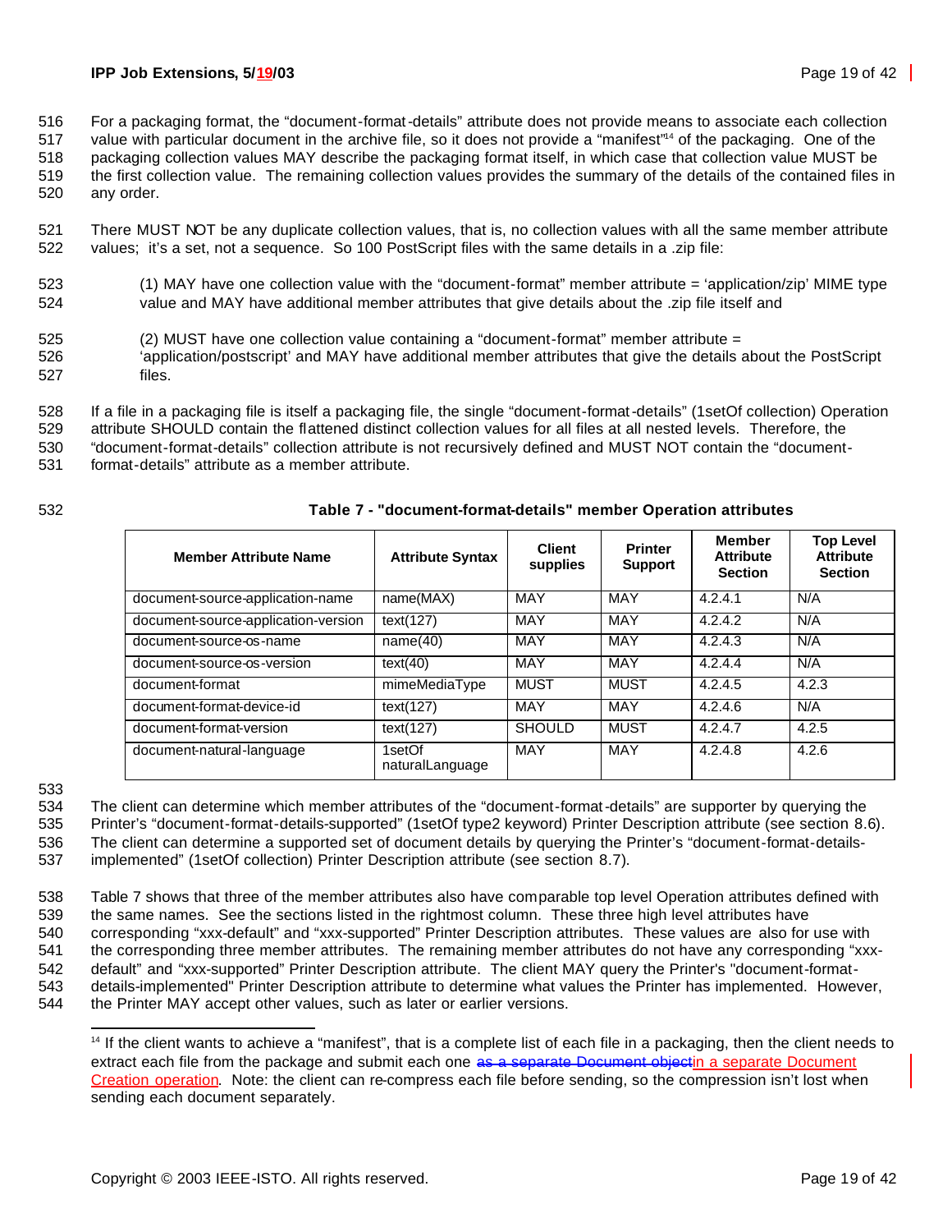For a packaging format, the "document-format-details" attribute does not provide means to associate each collection value with particular document in the archive file, so it does not provide a "manifest"[14] of the packaging. One of the packaging collection values MAY describe the packaging format itself, in which case that collection value MUST be the first collection value. The remaining collection values provides the summary of the details of the contained files in any order.

There MUST NOT be any duplicate collection values, that is, no collection values with all the same member attribute values; it's a set, not a sequence. So 100 PostScript files with the same details in a .zip file:

(1) MAY have one collection value with the "document-format" member attribute = 'application/zip' MIME type value and MAY have additional member attributes that give details about the .zip file itself and

(2) MUST have one collection value containing a "document-format" member attribute = 'application/postscript' and MAY have additional member attributes that give the details about the PostScript files.

If a file in a packaging file is itself a packaging file, the single "document-format-details" (1setOf collection) Operation attribute SHOULD contain the flattened distinct collection values for all files at all nested levels. Therefore, the "document-format-details" collection attribute is not recursively defined and MUST NOT contain the "document-format-details" attribute as a member attribute.

**Table 7 - "document-format-details" member Operation attributes**

| Member Attribute Name | Attribute Syntax | Client supplies | Printer Support | Member Attribute Section | Top Level Attribute Section |
|---|---|---|---|---|---|
| document-source-application-name | name(MAX) | MAY | MAY | 4.2.4.1 | N/A |
| document-source-application-version | text(127) | MAY | MAY | 4.2.4.2 | N/A |
| document-source-os-name | name(40) | MAY | MAY | 4.2.4.3 | N/A |
| document-source-os-version | text(40) | MAY | MAY | 4.2.4.4 | N/A |
| document-format | mimeMediaType | MUST | MUST | 4.2.4.5 | 4.2.3 |
| document-format-device-id | text(127) | MAY | MAY | 4.2.4.6 | N/A |
| document-format-version | text(127) | SHOULD | MUST | 4.2.4.7 | 4.2.5 |
| document-natural-language | 1setOf naturalLanguage | MAY | MAY | 4.2.4.8 | 4.2.6 |

The client can determine which member attributes of the "document-format-details" are supporter by querying the Printer's "document-format-details-supported" (1setOf type2 keyword) Printer Description attribute (see section 8.6). The client can determine a supported set of document details by querying the Printer's "document-format-details-implemented" (1setOf collection) Printer Description attribute (see section 8.7).

Table 7 shows that three of the member attributes also have comparable top level Operation attributes defined with the same names. See the sections listed in the rightmost column. These three high level attributes have corresponding "xxx-default" and "xxx-supported" Printer Description attributes. These values are also for use with the corresponding three member attributes. The remaining member attributes do not have any corresponding "xxx-default" and "xxx-supported" Printer Description attribute. The client MAY query the Printer's "document-format-details-implemented" Printer Description attribute to determine what values the Printer has implemented. However, the Printer MAY accept other values, such as later or earlier versions.

---

[14] If the client wants to achieve a "manifest", that is a complete list of each file in a packaging, then the client needs to extract each file from the package and submit each one ~~as a separate Document object~~in a separate Document Creation operation. Note: the client can re-compress each file before sending, so the compression isn't lost when sending each document separately.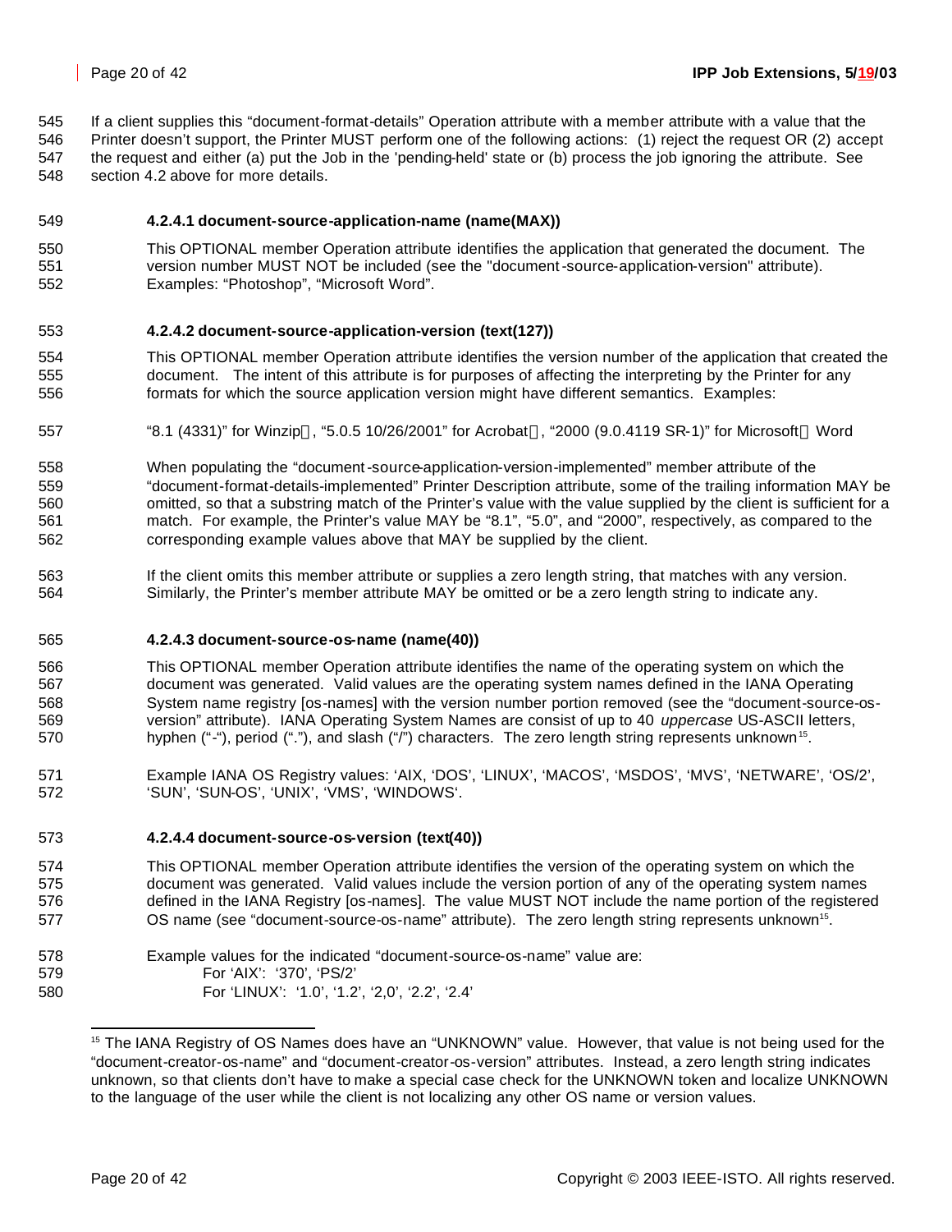If a client supplies this "document-format-details" Operation attribute with a member attribute with a value that the Printer doesn't support, the Printer MUST perform one of the following actions: (1) reject the request OR (2) accept the request and either (a) put the Job in the 'pending-held' state or (b) process the job ignoring the attribute. See section 4.2 above for more details.

#### 4.2.4.1 document-source-application-name (name(MAX))

This OPTIONAL member Operation attribute identifies the application that generated the document. The version number MUST NOT be included (see the "document-source-application-version" attribute). Examples: "Photoshop", "Microsoft Word".

#### 4.2.4.2 document-source-application-version (text(127))

This OPTIONAL member Operation attribute identifies the version number of the application that created the document. The intent of this attribute is for purposes of affecting the interpreting by the Printer for any formats for which the source application version might have different semantics. Examples:

"8.1 (4331)" for Winzip, "5.0.5 10/26/2001" for Acrobat, "2000 (9.0.4119 SR-1)" for Microsoft Word

When populating the "document-source-application-version-implemented" member attribute of the "document-format-details-implemented" Printer Description attribute, some of the trailing information MAY be omitted, so that a substring match of the Printer's value with the value supplied by the client is sufficient for a match. For example, the Printer's value MAY be "8.1", "5.0", and "2000", respectively, as compared to the corresponding example values above that MAY be supplied by the client.

If the client omits this member attribute or supplies a zero length string, that matches with any version. Similarly, the Printer's member attribute MAY be omitted or be a zero length string to indicate any.

#### 4.2.4.3 document-source-os-name (name(40))

This OPTIONAL member Operation attribute identifies the name of the operating system on which the document was generated. Valid values are the operating system names defined in the IANA Operating System name registry [os-names] with the version number portion removed (see the "document-source-os-version" attribute). IANA Operating System Names are consist of up to 40 *uppercase* US-ASCII letters, hyphen ("-"), period ("."), and slash ("/") characters. The zero length string represents unknown[15].

Example IANA OS Registry values: 'AIX, 'DOS', 'LINUX', 'MACOS', 'MSDOS', 'MVS', 'NETWARE', 'OS/2', 'SUN', 'SUN-OS', 'UNIX', 'VMS', 'WINDOWS'.

#### 4.2.4.4 document-source-os-version (text(40))

This OPTIONAL member Operation attribute identifies the version of the operating system on which the document was generated. Valid values include the version portion of any of the operating system names defined in the IANA Registry [os-names]. The value MUST NOT include the name portion of the registered OS name (see "document-source-os-name" attribute). The zero length string represents unknown[15].

Example values for the indicated "document-source-os-name" value are:

For 'AIX': '370', 'PS/2'

For 'LINUX': '1.0', '1.2', '2,0', '2.2', '2.4'

---

[15] The IANA Registry of OS Names does have an "UNKNOWN" value. However, that value is not being used for the "document-creator-os-name" and "document-creator-os-version" attributes. Instead, a zero length string indicates unknown, so that clients don't have to make a special case check for the UNKNOWN token and localize UNKNOWN to the language of the user while the client is not localizing any other OS name or version values.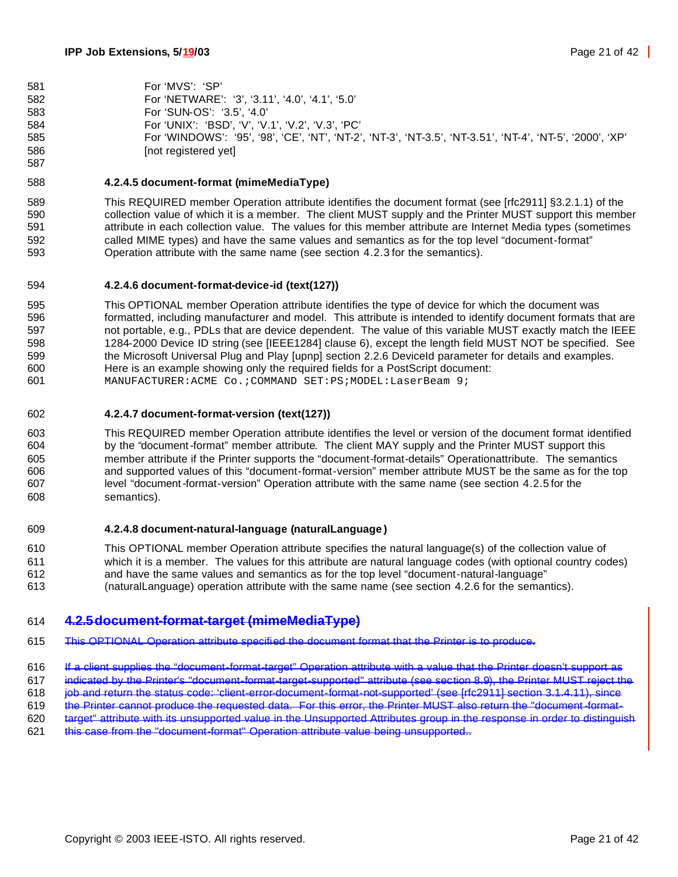For 'MVS': 'SP'
For 'NETWARE': '3', '3.11', '4.0', '4.1', '5.0'
For 'SUN-OS': '3.5', '4.0'
For 'UNIX': 'BSD', 'V', 'V.1', 'V.2', 'V.3', 'PC'
For 'WINDOWS': '95', '98', 'CE', 'NT', 'NT-2', 'NT-3', 'NT-3.5', 'NT-3.51', 'NT-4', 'NT-5', '2000', 'XP'
[not registered yet]

#### 4.2.4.5 document-format (mimeMediaType)

This REQUIRED member Operation attribute identifies the document format (see [rfc2911] §3.2.1.1) of the collection value of which it is a member. The client MUST supply and the Printer MUST support this member attribute in each collection value. The values for this member attribute are Internet Media types (sometimes called MIME types) and have the same values and semantics as for the top level "document-format" Operation attribute with the same name (see section 4.2.3 for the semantics).

#### 4.2.4.6 document-format-device-id (text(127))

This OPTIONAL member Operation attribute identifies the type of device for which the document was formatted, including manufacturer and model. This attribute is intended to identify document formats that are not portable, e.g., PDLs that are device dependent. The value of this variable MUST exactly match the IEEE 1284-2000 Device ID string (see [IEEE1284] clause 6), except the length field MUST NOT be specified. See the Microsoft Universal Plug and Play [upnp] section 2.2.6 DeviceId parameter for details and examples. Here is an example showing only the required fields for a PostScript document:

```
MANUFACTURER:ACME Co.;COMMAND SET:PS;MODEL:LaserBeam 9;
```

#### 4.2.4.7 document-format-version (text(127))

This REQUIRED member Operation attribute identifies the level or version of the document format identified by the "document-format" member attribute. The client MAY supply and the Printer MUST support this member attribute if the Printer supports the "document-format-details" Operationattribute. The semantics and supported values of this "document-format-version" member attribute MUST be the same as for the top level "document-format-version" Operation attribute with the same name (see section 4.2.5 for the semantics).

#### 4.2.4.8 document-natural-language (naturalLanguage)

This OPTIONAL member Operation attribute specifies the natural language(s) of the collection value of which it is a member. The values for this attribute are natural language codes (with optional country codes) and have the same values and semantics as for the top level "document-natural-language" (naturalLanguage) operation attribute with the same name (see section 4.2.6 for the semantics).

### ~~4.2.5 document-format-target (mimeMediaType)~~

~~This OPTIONAL Operation attribute specified the document format that the Printer is to produce.~~

~~If a client supplies the "document-format-target" Operation attribute with a value that the Printer doesn't support as indicated by the Printer's "document-format-target-supported" attribute (see section 8.9), the Printer MUST reject the job and return the status code: 'client-error-document-format-not-supported' (see [rfc2911] section 3.1.4.11), since the Printer cannot produce the requested data. For this error, the Printer MUST also return the "document-format-target" attribute with its unsupported value in the Unsupported Attributes group in the response in order to distinguish this case from the "document-format" Operation attribute value being unsupported..~~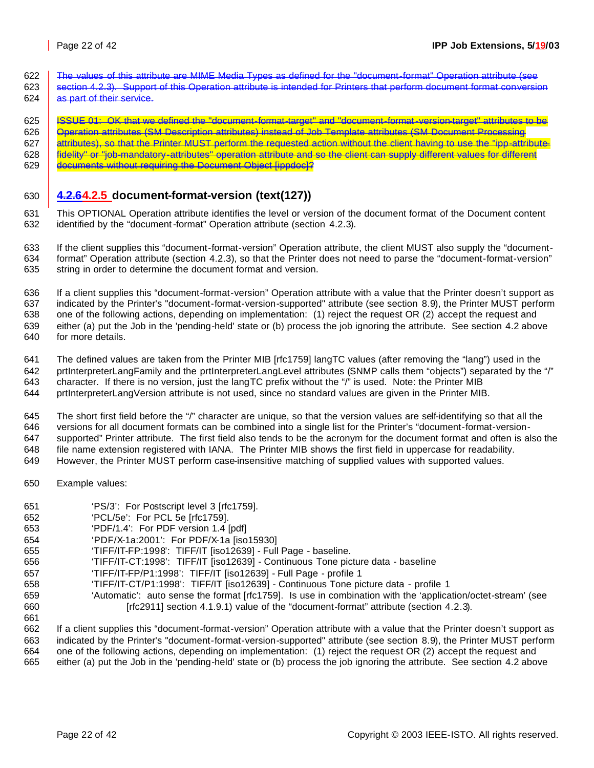~~The values of this attribute are MIME Media Types as defined for the "document-format" Operation attribute (see section 4.2.3). Support of this Operation attribute is intended for Printers that perform document format conversion as part of their service.~~

~~ISSUE 01: OK that we defined the "document-format-target" and "document-format-version-target" attributes to be Operation attributes (SM Description attributes) instead of Job Template attributes (SM Document Processing attributes), so that the Printer MUST perform the requested action without the client having to use the "ipp-attribute-fidelity" or "job-mandatory-attributes" operation attribute and so the client can supply different values for different documents without requiring the Document Object [ippdoc]?~~

### ~~4.2.6~~4.2.5 document-format-version (text(127))

This OPTIONAL Operation attribute identifies the level or version of the document format of the Document content identified by the "document-format" Operation attribute (section 4.2.3).

If the client supplies this "document-format-version" Operation attribute, the client MUST also supply the "document-format" Operation attribute (section 4.2.3), so that the Printer does not need to parse the "document-format-version" string in order to determine the document format and version.

If a client supplies this "document-format-version" Operation attribute with a value that the Printer doesn't support as indicated by the Printer's "document-format-version-supported" attribute (see section 8.9), the Printer MUST perform one of the following actions, depending on implementation: (1) reject the request OR (2) accept the request and either (a) put the Job in the 'pending-held' state or (b) process the job ignoring the attribute. See section 4.2 above for more details.

The defined values are taken from the Printer MIB [rfc1759] langTC values (after removing the "lang") used in the prtInterpreterLangFamily and the prtInterpreterLangLevel attributes (SNMP calls them "objects") separated by the "/" character. If there is no version, just the langTC prefix without the "/" is used. Note: the Printer MIB prtInterpreterLangVersion attribute is not used, since no standard values are given in the Printer MIB.

The short first field before the "/" character are unique, so that the version values are self-identifying so that all the versions for all document formats can be combined into a single list for the Printer's "document-format-version-supported" Printer attribute. The first field also tends to be the acronym for the document format and often is also the file name extension registered with IANA. The Printer MIB shows the first field in uppercase for readability. However, the Printer MUST perform case-insensitive matching of supplied values with supported values.

Example values:

- 'PS/3': For Postscript level 3 [rfc1759].
- 'PCL/5e': For PCL 5e [rfc1759].
- 'PDF/1.4': For PDF version 1.4 [pdf]
- 'PDF/X-1a:2001': For PDF/X-1a [iso15930]
- 'TIFF/IT-FP:1998': TIFF/IT [iso12639] - Full Page - baseline.
- 'TIFF/IT-CT:1998': TIFF/IT [iso12639] - Continuous Tone picture data - baseline
- 'TIFF/IT-FP/P1:1998': TIFF/IT [iso12639] - Full Page - profile 1
- 'TIFF/IT-CT/P1:1998': TIFF/IT [iso12639] - Continuous Tone picture data - profile 1
- 'Automatic': auto sense the format [rfc1759]. Is use in combination with the 'application/octet-stream' (see [rfc2911] section 4.1.9.1) value of the "document-format" attribute (section 4.2.3).

If a client supplies this "document-format-version" Operation attribute with a value that the Printer doesn't support as indicated by the Printer's "document-format-version-supported" attribute (see section 8.9), the Printer MUST perform one of the following actions, depending on implementation: (1) reject the request OR (2) accept the request and either (a) put the Job in the 'pending-held' state or (b) process the job ignoring the attribute. See section 4.2 above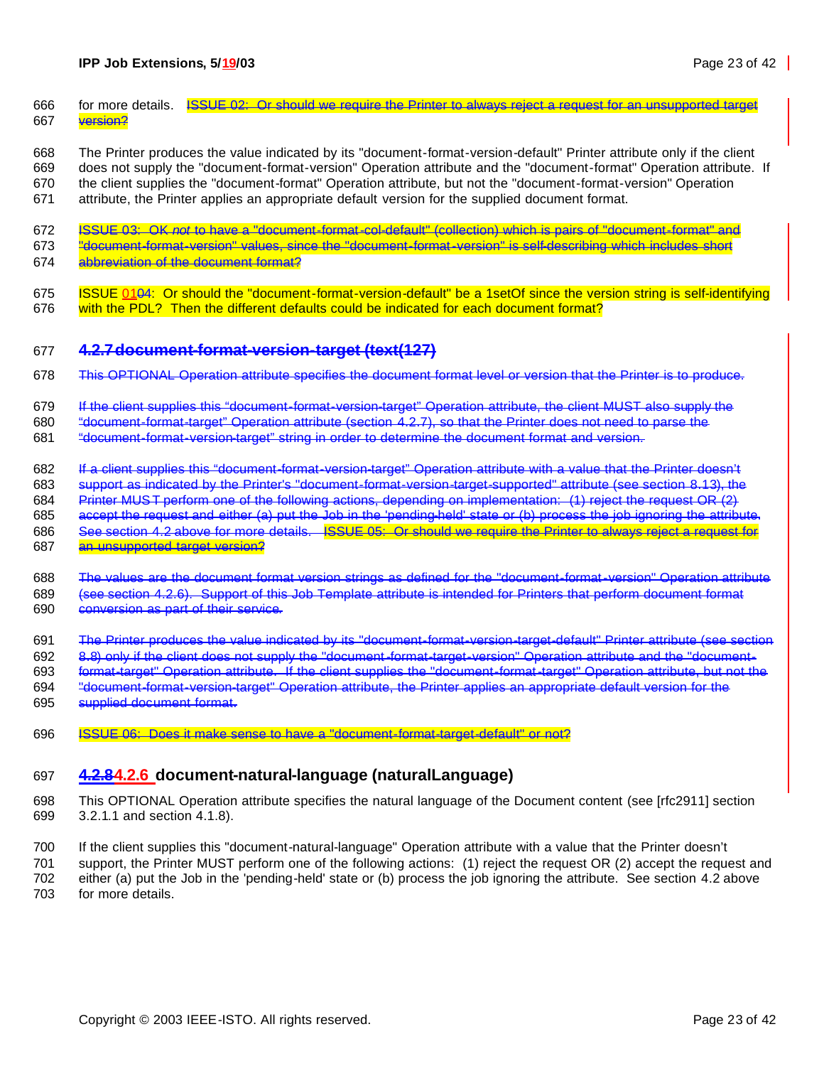for more details. ~~ISSUE 02: Or should we require the Printer to always reject a request for an unsupported target version?~~

The Printer produces the value indicated by its "document-format-version-default" Printer attribute only if the client does not supply the "document-format-version" Operation attribute and the "document-format" Operation attribute. If the client supplies the "document-format" Operation attribute, but not the "document-format-version" Operation attribute, the Printer applies an appropriate default version for the supplied document format.

~~ISSUE 03: OK *not* to have a "document-format-col-default" (collection) which is pairs of "document-format" and "document-format-version" values, since the "document-format-version" is self-describing which includes short abbreviation of the document format?~~

ISSUE 01~~04~~: Or should the "document-format-version-default" be a 1setOf since the version string is self-identifying with the PDL? Then the different defaults could be indicated for each document format?

### ~~4.2.7 document-format-version-target (text(127)~~

~~This OPTIONAL Operation attribute specifies the document format level or version that the Printer is to produce.~~

~~If the client supplies this "document-format-version-target" Operation attribute, the client MUST also supply the "document-format-target" Operation attribute (section 4.2.7), so that the Printer does not need to parse the "document-format-version-target" string in order to determine the document format and version.~~

~~If a client supplies this "document-format-version-target" Operation attribute with a value that the Printer doesn't support as indicated by the Printer's "document-format-version-target-supported" attribute (see section 8.13), the Printer MUST perform one of the following actions, depending on implementation: (1) reject the request OR (2) accept the request and either (a) put the Job in the 'pending-held' state or (b) process the job ignoring the attribute. See section 4.2 above for more details. ISSUE 05: Or should we require the Printer to always reject a request for an unsupported target version?~~

~~The values are the document format version strings as defined for the "document-format-version" Operation attribute (see section 4.2.6). Support of this Job Template attribute is intended for Printers that perform document format conversion as part of their service.~~

~~The Printer produces the value indicated by its "document-format-version-target-default" Printer attribute (see section 8.8) only if the client does not supply the "document-format-target-version" Operation attribute and the "document-format-target" Operation attribute. If the client supplies the "document-format-target" Operation attribute, but not the "document-format-version-target" Operation attribute, the Printer applies an appropriate default version for the supplied document format.~~

~~ISSUE 06: Does it make sense to have a "document-format-target-default" or not?~~

### ~~4.2.8~~4.2.6 document-natural-language (naturalLanguage)

This OPTIONAL Operation attribute specifies the natural language of the Document content (see [rfc2911] section 3.2.1.1 and section 4.1.8).

If the client supplies this "document-natural-language" Operation attribute with a value that the Printer doesn't support, the Printer MUST perform one of the following actions: (1) reject the request OR (2) accept the request and either (a) put the Job in the 'pending-held' state or (b) process the job ignoring the attribute. See section 4.2 above for more details.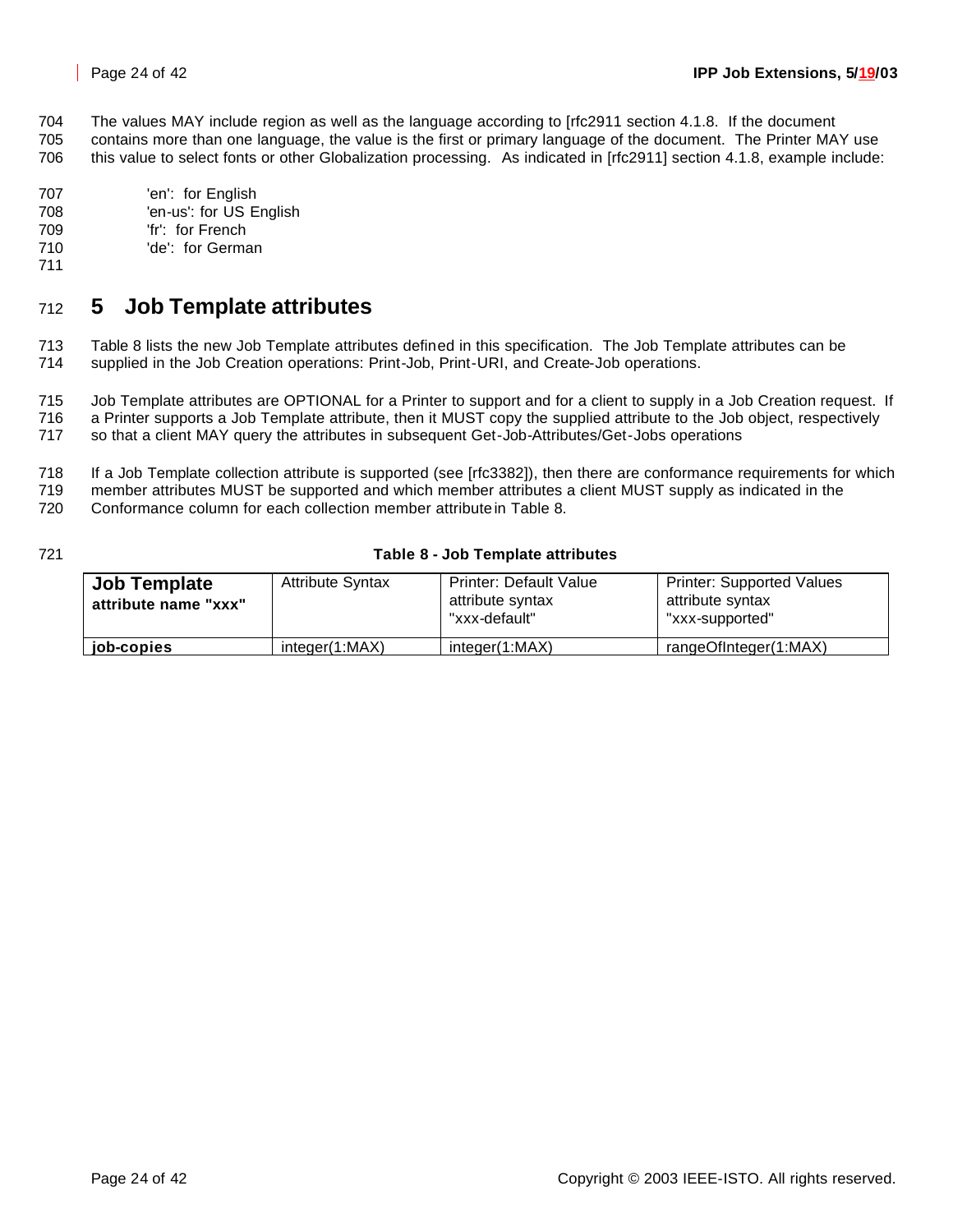The values MAY include region as well as the language according to [rfc2911 section 4.1.8. If the document contains more than one language, the value is the first or primary language of the document. The Printer MAY use this value to select fonts or other Globalization processing. As indicated in [rfc2911] section 4.1.8, example include:

'en': for English
'en-us': for US English
'fr': for French
'de': for German

# 5 Job Template attributes

Table 8 lists the new Job Template attributes defined in this specification. The Job Template attributes can be supplied in the Job Creation operations: Print-Job, Print-URI, and Create-Job operations.

Job Template attributes are OPTIONAL for a Printer to support and for a client to supply in a Job Creation request. If a Printer supports a Job Template attribute, then it MUST copy the supplied attribute to the Job object, respectively so that a client MAY query the attributes in subsequent Get-Job-Attributes/Get-Jobs operations

If a Job Template collection attribute is supported (see [rfc3382]), then there are conformance requirements for which member attributes MUST be supported and which member attributes a client MUST supply as indicated in the Conformance column for each collection member attribute in Table 8.

**Table 8 - Job Template attributes**

| **Job Template attribute name "xxx"** | Attribute Syntax | Printer: Default Value attribute syntax "xxx-default" | Printer: Supported Values attribute syntax "xxx-supported" |
|---|---|---|---|
| **job-copies** | integer(1:MAX) | integer(1:MAX) | rangeOfInteger(1:MAX) |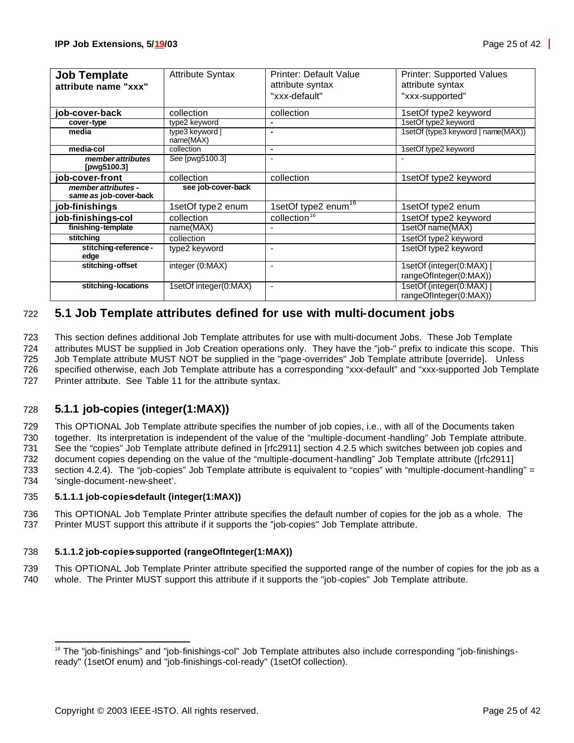| Job Template attribute name "xxx" | Attribute Syntax | Printer: Default Value attribute syntax "xxx-default" | Printer: Supported Values attribute syntax "xxx-supported" |
|---|---|---|---|
| **job-cover-back** | collection | collection | 1setOf type2 keyword |
| **cover-type** | type2 keyword | - | 1setOf type2 keyword |
| **media** | type3 keyword \| name(MAX) | - | 1setOf (type3 keyword \| name(MAX)) |
| **media-col** | collection | - | 1setOf type2 keyword |
| ***member attributes* [pwg5100.3]** | *See* [pwg5100.3] | - | - |
| **job-cover-front** | collection | collection | 1setOf type2 keyword |
| ***member attributes - same as* job-cover-back** | **see job-cover-back** | | |
| **job-finishings** | 1setOf type2 enum | 1setOf type2 enum[16] | 1setOf type2 enum |
| **job-finishings-col** | collection | collection[16] | 1setOf type2 keyword |
| **finishing-template** | name(MAX) | - | 1setOf name(MAX) |
| **stitching** | collection | | 1setOf type2 keyword |
| **stitching-reference-edge** | type2 keyword | - | 1setOf type2 keyword |
| **stitching-offset** | integer (0:MAX) | - | 1setOf (integer(0:MAX) \| rangeOfInteger(0:MAX)) |
| **stitching-locations** | 1setOf integer(0:MAX) | - | 1setOf (integer(0:MAX) \| rangeOfInteger(0:MAX)) |

## 5.1 Job Template attributes defined for use with multi-document jobs

This section defines additional Job Template attributes for use with multi-document Jobs. These Job Template attributes MUST be supplied in Job Creation operations only. They have the "job-" prefix to indicate this scope. This Job Template attribute MUST NOT be supplied in the "page-overrides" Job Template attribute [override]. Unless specified otherwise, each Job Template attribute has a corresponding "xxx-default" and "xxx-supported Job Template Printer attribute. See Table 11 for the attribute syntax.

### 5.1.1 job-copies (integer(1:MAX))

This OPTIONAL Job Template attribute specifies the number of job copies, i.e., with all of the Documents taken together. Its interpretation is independent of the value of the "multiple-document-handling" Job Template attribute. See the "copies" Job Template attribute defined in [rfc2911] section 4.2.5 which switches between job copies and document copies depending on the value of the "multiple-document-handling" Job Template attribute ([rfc2911] section 4.2.4). The "job-copies" Job Template attribute is equivalent to "copies" with "multiple-document-handling" = 'single-document-new-sheet'.

#### 5.1.1.1 job-copies-default (integer(1:MAX))

This OPTIONAL Job Template Printer attribute specifies the default number of copies for the job as a whole. The Printer MUST support this attribute if it supports the "job-copies" Job Template attribute.

#### 5.1.1.2 job-copies-supported (rangeOfInteger(1:MAX))

This OPTIONAL Job Template Printer attribute specified the supported range of the number of copies for the job as a whole. The Printer MUST support this attribute if it supports the "job-copies" Job Template attribute.

[16] The "job-finishings" and "job-finishings-col" Job Template attributes also include corresponding "job-finishings-ready" (1setOf enum) and "job-finishings-col-ready" (1setOf collection).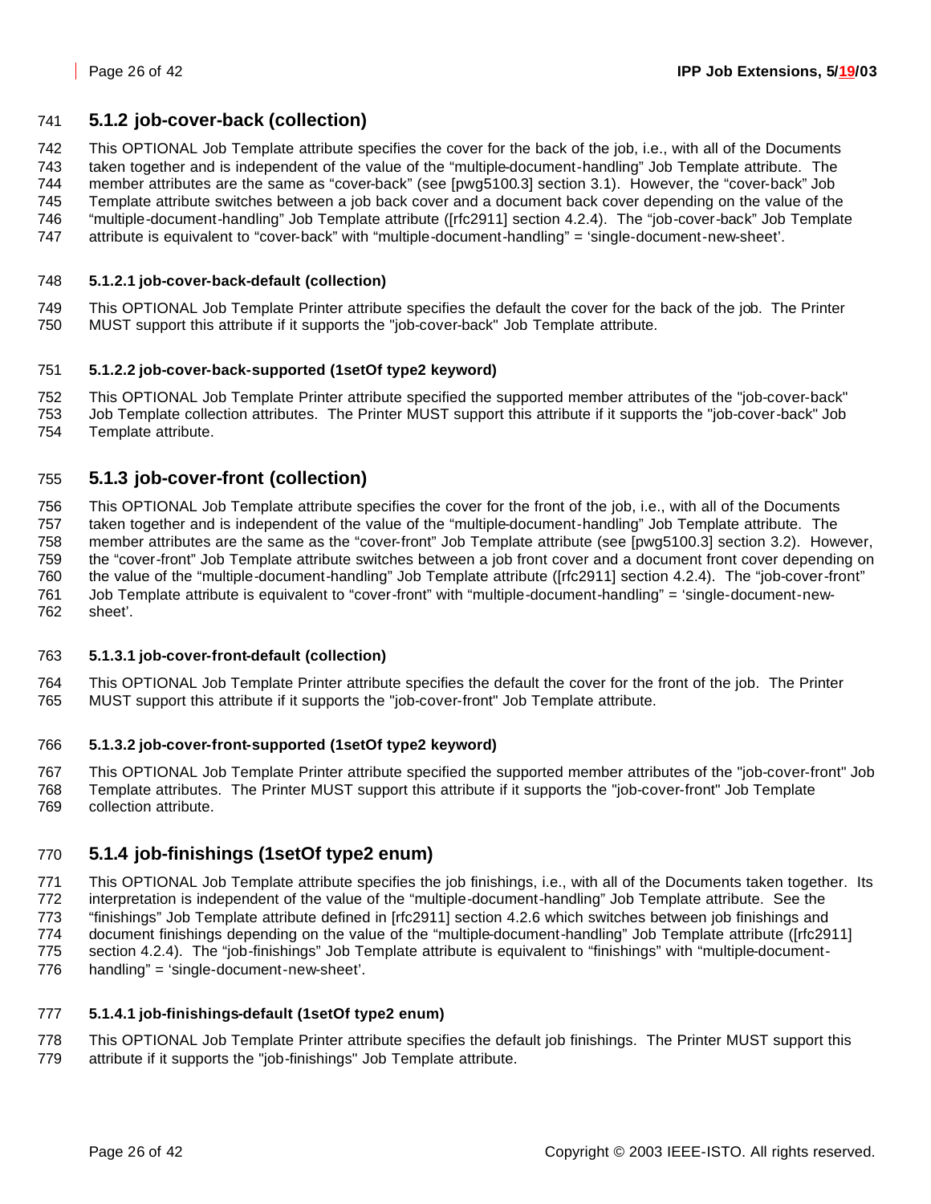### 5.1.2 job-cover-back (collection)

This OPTIONAL Job Template attribute specifies the cover for the back of the job, i.e., with all of the Documents taken together and is independent of the value of the "multiple-document-handling" Job Template attribute. The member attributes are the same as "cover-back" (see [pwg5100.3] section 3.1). However, the "cover-back" Job Template attribute switches between a job back cover and a document back cover depending on the value of the "multiple-document-handling" Job Template attribute ([rfc2911] section 4.2.4). The "job-cover-back" Job Template attribute is equivalent to "cover-back" with "multiple-document-handling" = 'single-document-new-sheet'.

#### 5.1.2.1 job-cover-back-default (collection)

This OPTIONAL Job Template Printer attribute specifies the default the cover for the back of the job. The Printer MUST support this attribute if it supports the "job-cover-back" Job Template attribute.

#### 5.1.2.2 job-cover-back-supported (1setOf type2 keyword)

This OPTIONAL Job Template Printer attribute specified the supported member attributes of the "job-cover-back" Job Template collection attributes. The Printer MUST support this attribute if it supports the "job-cover-back" Job Template attribute.

### 5.1.3 job-cover-front (collection)

This OPTIONAL Job Template attribute specifies the cover for the front of the job, i.e., with all of the Documents taken together and is independent of the value of the "multiple-document-handling" Job Template attribute. The member attributes are the same as the "cover-front" Job Template attribute (see [pwg5100.3] section 3.2). However, the "cover-front" Job Template attribute switches between a job front cover and a document front cover depending on the value of the "multiple-document-handling" Job Template attribute ([rfc2911] section 4.2.4). The "job-cover-front" Job Template attribute is equivalent to "cover-front" with "multiple-document-handling" = 'single-document-new-sheet'.

#### 5.1.3.1 job-cover-front-default (collection)

This OPTIONAL Job Template Printer attribute specifies the default the cover for the front of the job. The Printer MUST support this attribute if it supports the "job-cover-front" Job Template attribute.

#### 5.1.3.2 job-cover-front-supported (1setOf type2 keyword)

This OPTIONAL Job Template Printer attribute specified the supported member attributes of the "job-cover-front" Job Template attributes. The Printer MUST support this attribute if it supports the "job-cover-front" Job Template collection attribute.

### 5.1.4 job-finishings (1setOf type2 enum)

This OPTIONAL Job Template attribute specifies the job finishings, i.e., with all of the Documents taken together. Its interpretation is independent of the value of the "multiple-document-handling" Job Template attribute. See the "finishings" Job Template attribute defined in [rfc2911] section 4.2.6 which switches between job finishings and document finishings depending on the value of the "multiple-document-handling" Job Template attribute ([rfc2911] section 4.2.4). The "job-finishings" Job Template attribute is equivalent to "finishings" with "multiple-document-handling" = 'single-document-new-sheet'.

#### 5.1.4.1 job-finishings-default (1setOf type2 enum)

This OPTIONAL Job Template Printer attribute specifies the default job finishings. The Printer MUST support this attribute if it supports the "job-finishings" Job Template attribute.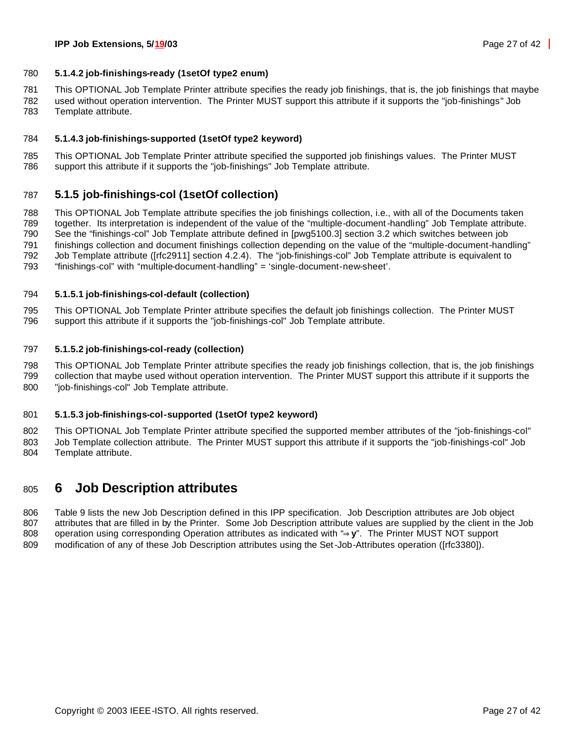#### 5.1.4.2 job-finishings-ready (1setOf type2 enum)

This OPTIONAL Job Template Printer attribute specifies the ready job finishings, that is, the job finishings that maybe used without operation intervention. The Printer MUST support this attribute if it supports the "job-finishings" Job Template attribute.

#### 5.1.4.3 job-finishings-supported (1setOf type2 keyword)

This OPTIONAL Job Template Printer attribute specified the supported job finishings values. The Printer MUST support this attribute if it supports the "job-finishings" Job Template attribute.

### 5.1.5 job-finishings-col (1setOf collection)

This OPTIONAL Job Template attribute specifies the job finishings collection, i.e., with all of the Documents taken together. Its interpretation is independent of the value of the “multiple-document-handling” Job Template attribute. See the “finishings-col” Job Template attribute defined in [pwg5100.3] section 3.2 which switches between job finishings collection and document finishings collection depending on the value of the “multiple-document-handling” Job Template attribute ([rfc2911] section 4.2.4). The “job-finishings-col” Job Template attribute is equivalent to “finishings-col” with “multiple-document-handling” = ‘single-document-new-sheet’.

#### 5.1.5.1 job-finishings-col-default (collection)

This OPTIONAL Job Template Printer attribute specifies the default job finishings collection. The Printer MUST support this attribute if it supports the "job-finishings-col" Job Template attribute.

#### 5.1.5.2 job-finishings-col-ready (collection)

This OPTIONAL Job Template Printer attribute specifies the ready job finishings collection, that is, the job finishings collection that maybe used without operation intervention. The Printer MUST support this attribute if it supports the "job-finishings-col" Job Template attribute.

#### 5.1.5.3 job-finishings-col-supported (1setOf type2 keyword)

This OPTIONAL Job Template Printer attribute specified the supported member attributes of the "job-finishings-col" Job Template collection attribute. The Printer MUST support this attribute if it supports the "job-finishings-col" Job Template attribute.

## 6 Job Description attributes

Table 9 lists the new Job Description defined in this IPP specification. Job Description attributes are Job object attributes that are filled in by the Printer. Some Job Description attribute values are supplied by the client in the Job operation using corresponding Operation attributes as indicated with “⇒ **y**”. The Printer MUST NOT support modification of any of these Job Description attributes using the Set-Job-Attributes operation ([rfc3380]).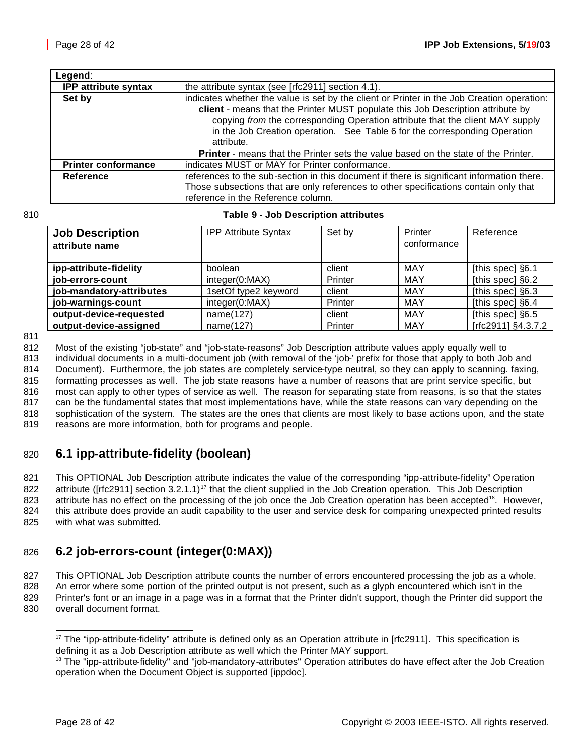| **Legend**: | |
|---|---|
| **IPP attribute syntax** | the attribute syntax (see [rfc2911] section 4.1). |
| **Set by** | indicates whether the value is set by the client or Printer in the Job Creation operation: **client** - means that the Printer MUST populate this Job Description attribute by copying *from* the corresponding Operation attribute that the client MAY supply in the Job Creation operation. See Table 6 for the corresponding Operation attribute. **Printer** - means that the Printer sets the value based on the state of the Printer. |
| **Printer conformance** | indicates MUST or MAY for Printer conformance. |
| **Reference** | references to the sub-section in this document if there is significant information there. Those subsections that are only references to other specifications contain only that reference in the Reference column. |

**Table 9 - Job Description attributes**

| **Job Description attribute name** | IPP Attribute Syntax | Set by | Printer conformance | Reference |
|---|---|---|---|---|
| **ipp-attribute-fidelity** | boolean | client | MAY | [this spec] §6.1 |
| **job-errors-count** | integer(0:MAX) | Printer | MAY | [this spec] §6.2 |
| **job-mandatory-attributes** | 1setOf type2 keyword | client | MAY | [this spec] §6.3 |
| **job-warnings-count** | integer(0:MAX) | Printer | MAY | [this spec] §6.4 |
| **output-device-requested** | name(127) | client | MAY | [this spec] §6.5 |
| **output-device-assigned** | name(127) | Printer | MAY | [rfc2911] §4.3.7.2 |

Most of the existing "job-state" and "job-state-reasons" Job Description attribute values apply equally well to individual documents in a multi-document job (with removal of the 'job-' prefix for those that apply to both Job and Document). Furthermore, the job states are completely service-type neutral, so they can apply to scanning. faxing, formatting processes as well. The job state reasons have a number of reasons that are print service specific, but most can apply to other types of service as well. The reason for separating state from reasons, is so that the states can be the fundamental states that most implementations have, while the state reasons can vary depending on the sophistication of the system. The states are the ones that clients are most likely to base actions upon, and the state reasons are more information, both for programs and people.

## 6.1 ipp-attribute-fidelity (boolean)

This OPTIONAL Job Description attribute indicates the value of the corresponding "ipp-attribute-fidelity" Operation attribute ([rfc2911] section 3.2.1.1)[17] that the client supplied in the Job Creation operation. This Job Description attribute has no effect on the processing of the job once the Job Creation operation has been accepted[18]. However, this attribute does provide an audit capability to the user and service desk for comparing unexpected printed results with what was submitted.

## 6.2 job-errors-count (integer(0:MAX))

This OPTIONAL Job Description attribute counts the number of errors encountered processing the job as a whole. An error where some portion of the printed output is not present, such as a glyph encountered which isn't in the Printer's font or an image in a page was in a format that the Printer didn't support, though the Printer did support the overall document format.

[17] The "ipp-attribute-fidelity" attribute is defined only as an Operation attribute in [rfc2911]. This specification is defining it as a Job Description attribute as well which the Printer MAY support.

[18] The "ipp-attribute-fidelity" and "job-mandatory-attributes" Operation attributes do have effect after the Job Creation operation when the Document Object is supported [ippdoc].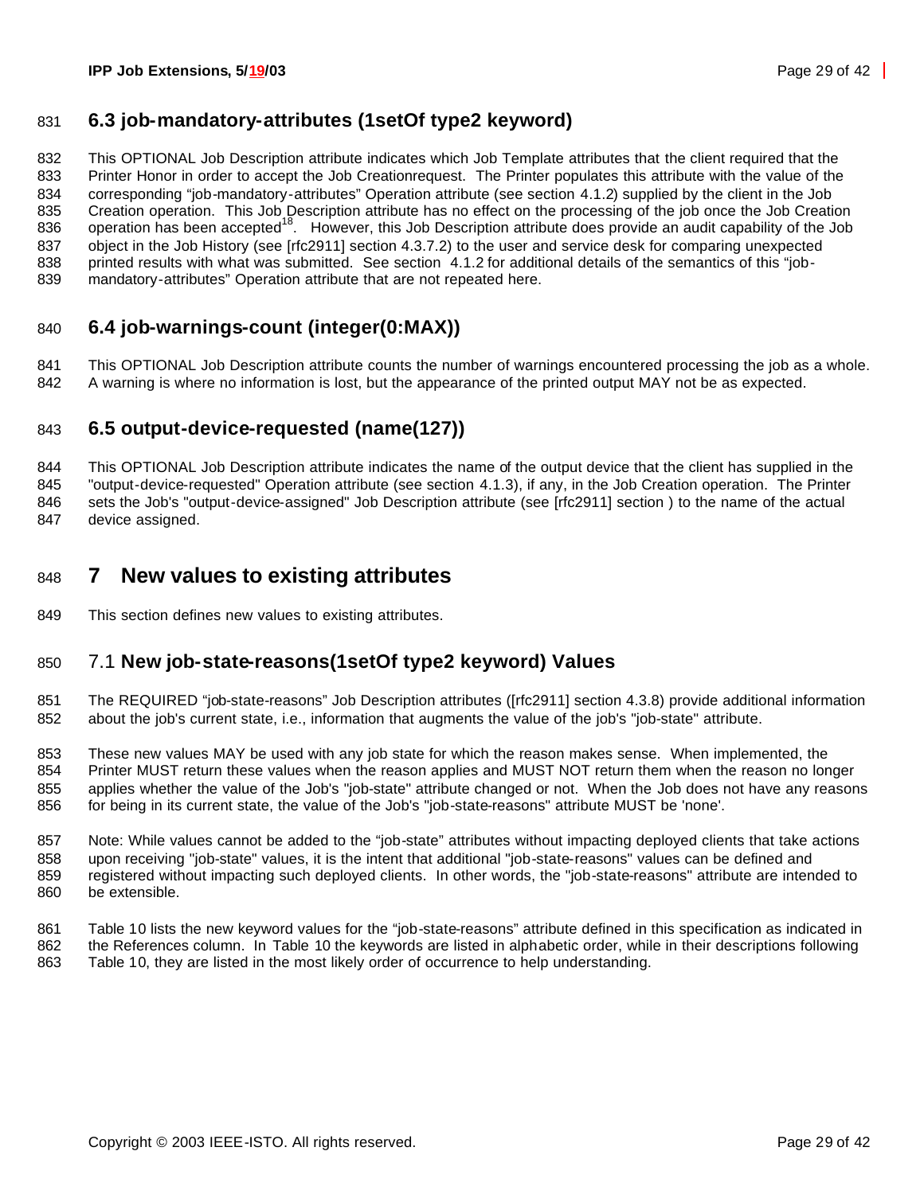## 6.3 job-mandatory-attributes (1setOf type2 keyword)

This OPTIONAL Job Description attribute indicates which Job Template attributes that the client required that the Printer Honor in order to accept the Job Creationrequest. The Printer populates this attribute with the value of the corresponding "job-mandatory-attributes" Operation attribute (see section 4.1.2) supplied by the client in the Job Creation operation. This Job Description attribute has no effect on the processing of the job once the Job Creation operation has been accepted[18]. However, this Job Description attribute does provide an audit capability of the Job object in the Job History (see [rfc2911] section 4.3.7.2) to the user and service desk for comparing unexpected printed results with what was submitted. See section 4.1.2 for additional details of the semantics of this "job-mandatory-attributes" Operation attribute that are not repeated here.

## 6.4 job-warnings-count (integer(0:MAX))

This OPTIONAL Job Description attribute counts the number of warnings encountered processing the job as a whole. A warning is where no information is lost, but the appearance of the printed output MAY not be as expected.

## 6.5 output-device-requested (name(127))

This OPTIONAL Job Description attribute indicates the name of the output device that the client has supplied in the "output-device-requested" Operation attribute (see section 4.1.3), if any, in the Job Creation operation. The Printer sets the Job's "output-device-assigned" Job Description attribute (see [rfc2911] section ) to the name of the actual device assigned.

# 7 New values to existing attributes

This section defines new values to existing attributes.

## 7.1 New job-state-reasons(1setOf type2 keyword) Values

The REQUIRED "job-state-reasons" Job Description attributes ([rfc2911] section 4.3.8) provide additional information about the job's current state, i.e., information that augments the value of the job's "job-state" attribute.

These new values MAY be used with any job state for which the reason makes sense. When implemented, the Printer MUST return these values when the reason applies and MUST NOT return them when the reason no longer applies whether the value of the Job's "job-state" attribute changed or not. When the Job does not have any reasons for being in its current state, the value of the Job's "job-state-reasons" attribute MUST be 'none'.

Note: While values cannot be added to the "job-state" attributes without impacting deployed clients that take actions upon receiving "job-state" values, it is the intent that additional "job-state-reasons" values can be defined and registered without impacting such deployed clients. In other words, the "job-state-reasons" attribute are intended to be extensible.

Table 10 lists the new keyword values for the "job-state-reasons" attribute defined in this specification as indicated in the References column. In Table 10 the keywords are listed in alphabetic order, while in their descriptions following Table 10, they are listed in the most likely order of occurrence to help understanding.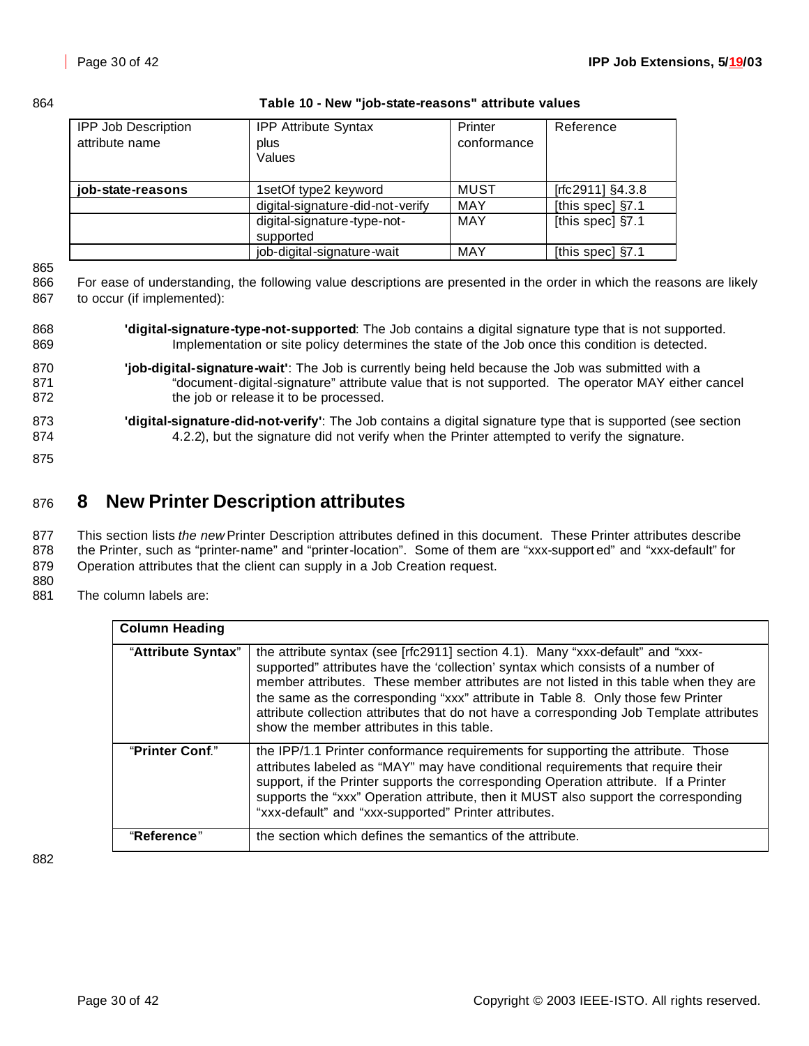**Table 10 - New "job-state-reasons" attribute values**

| IPP Job Description attribute name | IPP Attribute Syntax plus Values | Printer conformance | Reference |
|---|---|---|---|
| **job-state-reasons** | 1setOf type2 keyword | MUST | [rfc2911] §4.3.8 |
| | digital-signature-did-not-verify | MAY | [this spec] §7.1 |
| | digital-signature-type-not-supported | MAY | [this spec] §7.1 |
| | job-digital-signature-wait | MAY | [this spec] §7.1 |

For ease of understanding, the following value descriptions are presented in the order in which the reasons are likely to occur (if implemented):

**'digital-signature-type-not-supported**: The Job contains a digital signature type that is not supported. Implementation or site policy determines the state of the Job once this condition is detected.

**'job-digital-signature-wait'**: The Job is currently being held because the Job was submitted with a "document-digital-signature" attribute value that is not supported. The operator MAY either cancel the job or release it to be processed.

**'digital-signature-did-not-verify'**: The Job contains a digital signature type that is supported (see section 4.2.2), but the signature did not verify when the Printer attempted to verify the signature.

# 8 New Printer Description attributes

This section lists *the new* Printer Description attributes defined in this document. These Printer attributes describe the Printer, such as "printer-name" and "printer-location". Some of them are "xxx-supported" and "xxx-default" for Operation attributes that the client can supply in a Job Creation request.

The column labels are:

| **Column Heading** | |
|---|---|
| "**Attribute Syntax**" | the attribute syntax (see [rfc2911] section 4.1). Many "xxx-default" and "xxx-supported" attributes have the 'collection' syntax which consists of a number of member attributes. These member attributes are not listed in this table when they are the same as the corresponding "xxx" attribute in Table 8. Only those few Printer attribute collection attributes that do not have a corresponding Job Template attributes show the member attributes in this table. |
| "**Printer Conf**." | the IPP/1.1 Printer conformance requirements for supporting the attribute. Those attributes labeled as "MAY" may have conditional requirements that require their support, if the Printer supports the corresponding Operation attribute. If a Printer supports the "xxx" Operation attribute, then it MUST also support the corresponding "xxx-default" and "xxx-supported" Printer attributes. |
| "**Reference**" | the section which defines the semantics of the attribute. |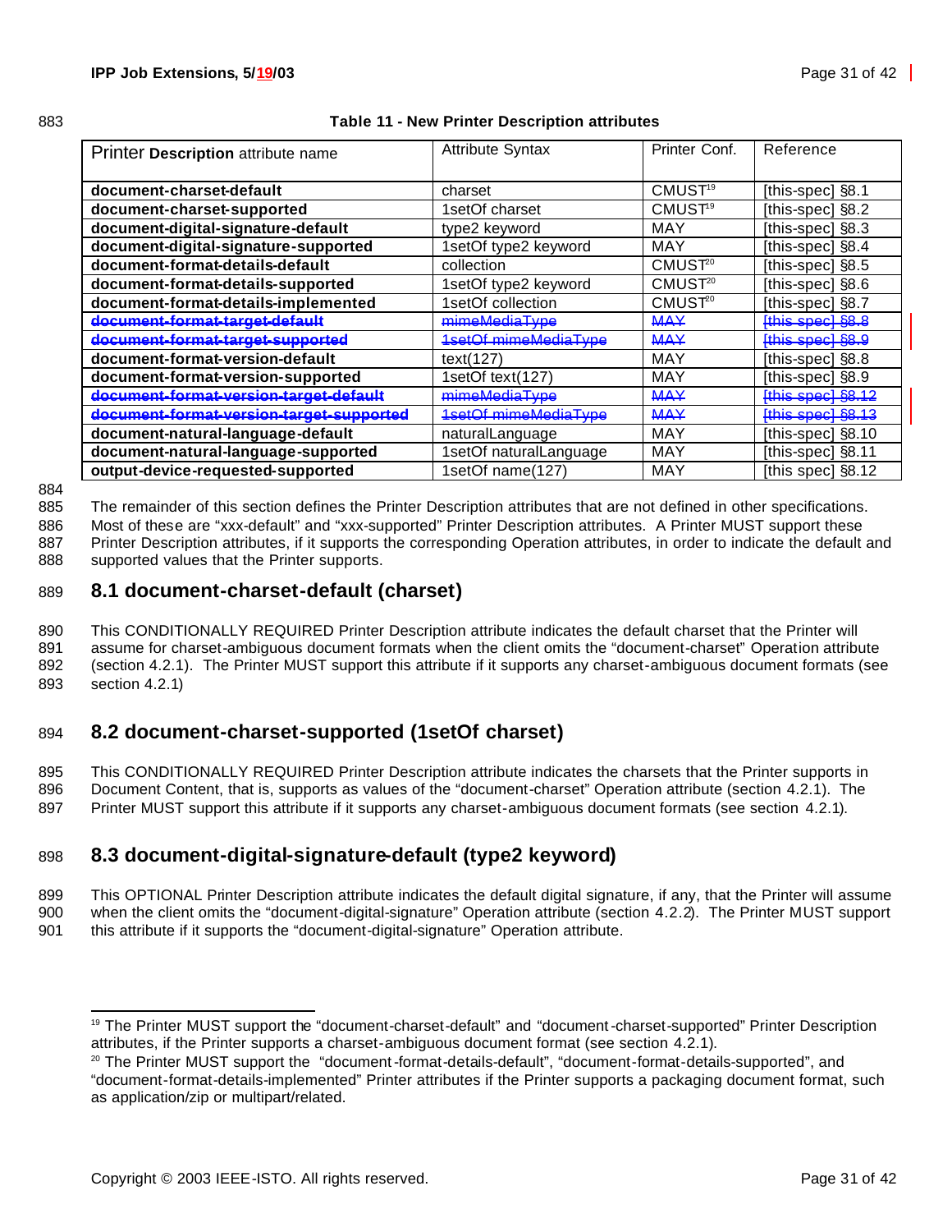**Table 11 - New Printer Description attributes**

| Printer **Description** attribute name | Attribute Syntax | Printer Conf. | Reference |
|---|---|---|---|
| **document-charset-default** | charset | CMUST[19] | [this-spec] §8.1 |
| **document-charset-supported** | 1setOf charset | CMUST[19] | [this-spec] §8.2 |
| **document-digital-signature-default** | type2 keyword | MAY | [this-spec] §8.3 |
| **document-digital-signature-supported** | 1setOf type2 keyword | MAY | [this-spec] §8.4 |
| **document-format-details-default** | collection | CMUST[20] | [this-spec] §8.5 |
| **document-format-details-supported** | 1setOf type2 keyword | CMUST[20] | [this-spec] §8.6 |
| **document-format-details-implemented** | 1setOf collection | CMUST[20] | [this-spec] §8.7 |
| ~~**document-format-target-default**~~ | ~~mimeMediaType~~ | ~~MAY~~ | ~~[this spec] §8.8~~ |
| ~~**document-format-target-supported**~~ | ~~1setOf mimeMediaType~~ | ~~MAY~~ | ~~[this spec] §8.9~~ |
| **document-format-version-default** | text(127) | MAY | [this-spec] §8.8 |
| **document-format-version-supported** | 1setOf text(127) | MAY | [this-spec] §8.9 |
| ~~**document-format-version-target-default**~~ | ~~mimeMediaType~~ | ~~MAY~~ | ~~[this spec] §8.12~~ |
| ~~**document-format-version-target-supported**~~ | ~~1setOf mimeMediaType~~ | ~~MAY~~ | ~~[this spec] §8.13~~ |
| **document-natural-language-default** | naturalLanguage | MAY | [this-spec] §8.10 |
| **document-natural-language-supported** | 1setOf naturalLanguage | MAY | [this-spec] §8.11 |
| **output-device-requested-supported** | 1setOf name(127) | MAY | [this spec] §8.12 |

The remainder of this section defines the Printer Description attributes that are not defined in other specifications. Most of these are "xxx-default" and "xxx-supported" Printer Description attributes. A Printer MUST support these Printer Description attributes, if it supports the corresponding Operation attributes, in order to indicate the default and supported values that the Printer supports.

## 8.1 document-charset-default (charset)

This CONDITIONALLY REQUIRED Printer Description attribute indicates the default charset that the Printer will assume for charset-ambiguous document formats when the client omits the "document-charset" Operation attribute (section 4.2.1). The Printer MUST support this attribute if it supports any charset-ambiguous document formats (see section 4.2.1)

## 8.2 document-charset-supported (1setOf charset)

This CONDITIONALLY REQUIRED Printer Description attribute indicates the charsets that the Printer supports in Document Content, that is, supports as values of the "document-charset" Operation attribute (section 4.2.1). The Printer MUST support this attribute if it supports any charset-ambiguous document formats (see section 4.2.1).

## 8.3 document-digital-signature-default (type2 keyword)

This OPTIONAL Printer Description attribute indicates the default digital signature, if any, that the Printer will assume when the client omits the "document-digital-signature" Operation attribute (section 4.2.2). The Printer MUST support this attribute if it supports the "document-digital-signature" Operation attribute.

---

[19] The Printer MUST support the "document-charset-default" and "document-charset-supported" Printer Description attributes, if the Printer supports a charset-ambiguous document format (see section 4.2.1).

[20] The Printer MUST support the "document-format-details-default", "document-format-details-supported", and "document-format-details-implemented" Printer attributes if the Printer supports a packaging document format, such as application/zip or multipart/related.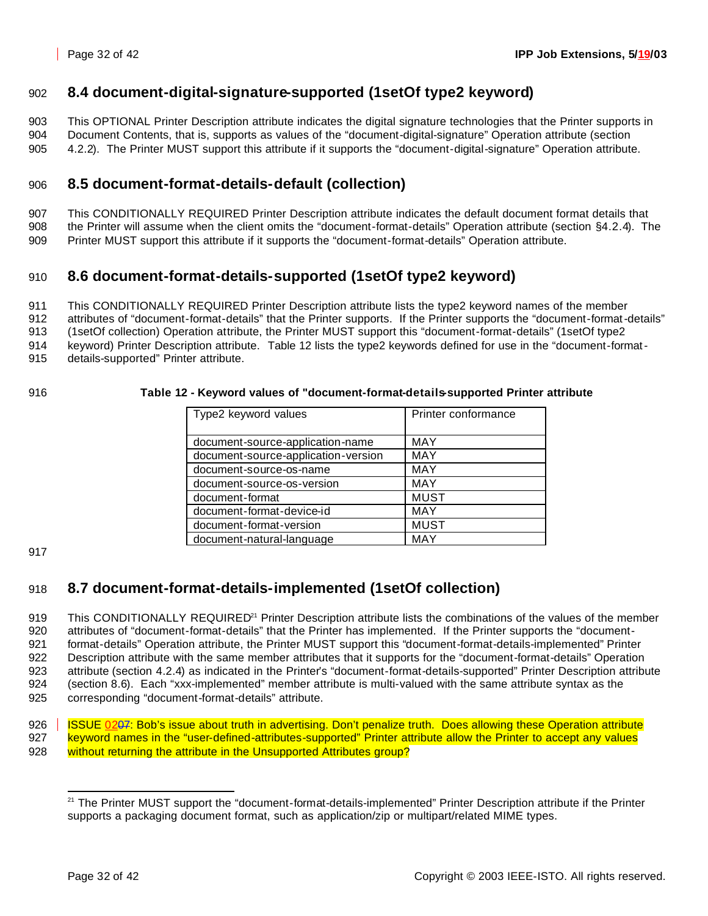## 8.4 document-digital-signature-supported (1setOf type2 keyword)

This OPTIONAL Printer Description attribute indicates the digital signature technologies that the Printer supports in Document Contents, that is, supports as values of the "document-digital-signature" Operation attribute (section 4.2.2). The Printer MUST support this attribute if it supports the "document-digital-signature" Operation attribute.

## 8.5 document-format-details-default (collection)

This CONDITIONALLY REQUIRED Printer Description attribute indicates the default document format details that the Printer will assume when the client omits the "document-format-details" Operation attribute (section §4.2.4). The Printer MUST support this attribute if it supports the "document-format-details" Operation attribute.

## 8.6 document-format-details-supported (1setOf type2 keyword)

This CONDITIONALLY REQUIRED Printer Description attribute lists the type2 keyword names of the member attributes of "document-format-details" that the Printer supports. If the Printer supports the "document-format-details" (1setOf collection) Operation attribute, the Printer MUST support this "document-format-details" (1setOf type2 keyword) Printer Description attribute. Table 12 lists the type2 keywords defined for use in the "document-format-details-supported" Printer attribute.

**Table 12 - Keyword values of "document-format-details-supported Printer attribute**

| Type2 keyword values | Printer conformance |
|---|---|
| document-source-application-name | MAY |
| document-source-application-version | MAY |
| document-source-os-name | MAY |
| document-source-os-version | MAY |
| document-format | MUST |
| document-format-device-id | MAY |
| document-format-version | MUST |
| document-natural-language | MAY |

## 8.7 document-format-details-implemented (1setOf collection)

This CONDITIONALLY REQUIRED[21] Printer Description attribute lists the combinations of the values of the member attributes of "document-format-details" that the Printer has implemented. If the Printer supports the "document-format-details" Operation attribute, the Printer MUST support this "document-format-details-implemented" Printer Description attribute with the same member attributes that it supports for the "document-format-details" Operation attribute (section 4.2.4) as indicated in the Printer's "document-format-details-supported" Printer Description attribute (section 8.6). Each "xxx-implemented" member attribute is multi-valued with the same attribute syntax as the corresponding "document-format-details" attribute.

ISSUE 0207: Bob's issue about truth in advertising. Don't penalize truth. Does allowing these Operation attribute keyword names in the "user-defined-attributes-supported" Printer attribute allow the Printer to accept any values without returning the attribute in the Unsupported Attributes group?

---

[21] The Printer MUST support the "document-format-details-implemented" Printer Description attribute if the Printer supports a packaging document format, such as application/zip or multipart/related MIME types.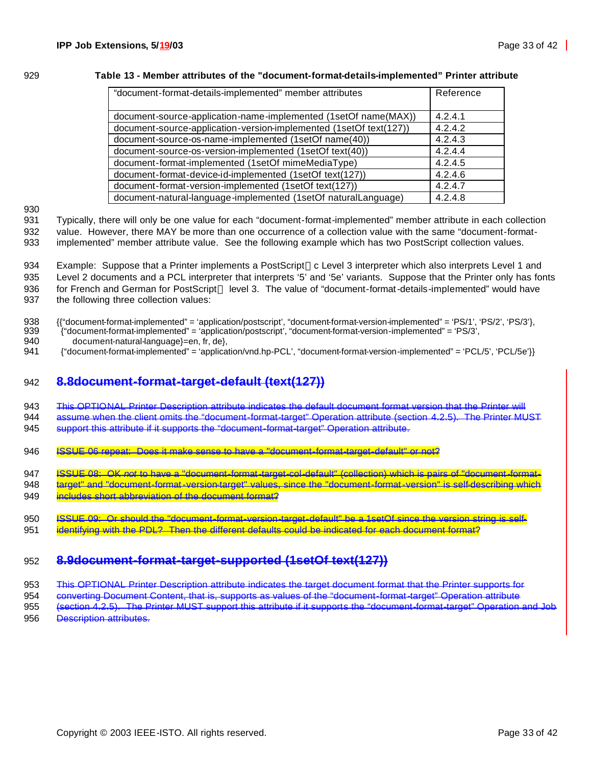**Table 13 - Member attributes of the "document-format-details-implemented" Printer attribute**

| "document-format-details-implemented" member attributes | Reference |
|---|---|
| document-source-application-name-implemented (1setOf name(MAX)) | 4.2.4.1 |
| document-source-application-version-implemented (1setOf text(127)) | 4.2.4.2 |
| document-source-os-name-implemented (1setOf name(40)) | 4.2.4.3 |
| document-source-os-version-implemented (1setOf text(40)) | 4.2.4.4 |
| document-format-implemented (1setOf mimeMediaType) | 4.2.4.5 |
| document-format-device-id-implemented (1setOf text(127)) | 4.2.4.6 |
| document-format-version-implemented (1setOf text(127)) | 4.2.4.7 |
| document-natural-language-implemented (1setOf naturalLanguage) | 4.2.4.8 |

Typically, there will only be one value for each "document-format-implemented" member attribute in each collection value. However, there MAY be more than one occurrence of a collection value with the same "document-format-implemented" member attribute value. See the following example which has two PostScript collection values.

Example: Suppose that a Printer implements a PostScript® Level 3 interpreter which also interprets Level 1 and Level 2 documents and a PCL interpreter that interprets '5' and '5e' variants. Suppose that the Printer only has fonts for French and German for PostScript® level 3. The value of "document-format-details-implemented" would have the following three collection values:

```
{{"document-format-implemented" = 'application/postscript', "document-format-version-implemented" = 'PS/1', 'PS/2', 'PS/3'},
 {"document-format-implemented" = 'application/postscript', "document-format-version-implemented" = 'PS/3',
     document-natural-language}=en, fr, de},
 {"document-format-implemented" = 'application/vnd.hp-PCL', "document-format-version-implemented" = 'PCL/5', 'PCL/5e'}}
```

## ~~8.8 document-format-target-default (text(127))~~

~~This OPTIONAL Printer Description attribute indicates the default document format version that the Printer will assume when the client omits the "document-format-target" Operation attribute (section 4.2.5). The Printer MUST support this attribute if it supports the "document-format-target" Operation attribute.~~

~~ISSUE 06 repeat: Does it make sense to have a "document-format-target-default" or not?~~

~~ISSUE 08: OK *not* to have a "document-format-target-col-default" (collection) which is pairs of "document-format-target" and "document-format-version-target" values, since the "document-format-version" is self-describing which includes short abbreviation of the document format?~~

~~ISSUE 09: Or should the "document-format-version-target-default" be a 1setOf since the version string is self-identifying with the PDL? Then the different defaults could be indicated for each document format?~~

## ~~8.9 document-format-target-supported (1setOf text(127))~~

~~This OPTIONAL Printer Description attribute indicates the target document format that the Printer supports for converting Document Content, that is, supports as values of the "document-format-target" Operation attribute (section 4.2.5). The Printer MUST support this attribute if it supports the "document-format-target" Operation and Job Description attributes.~~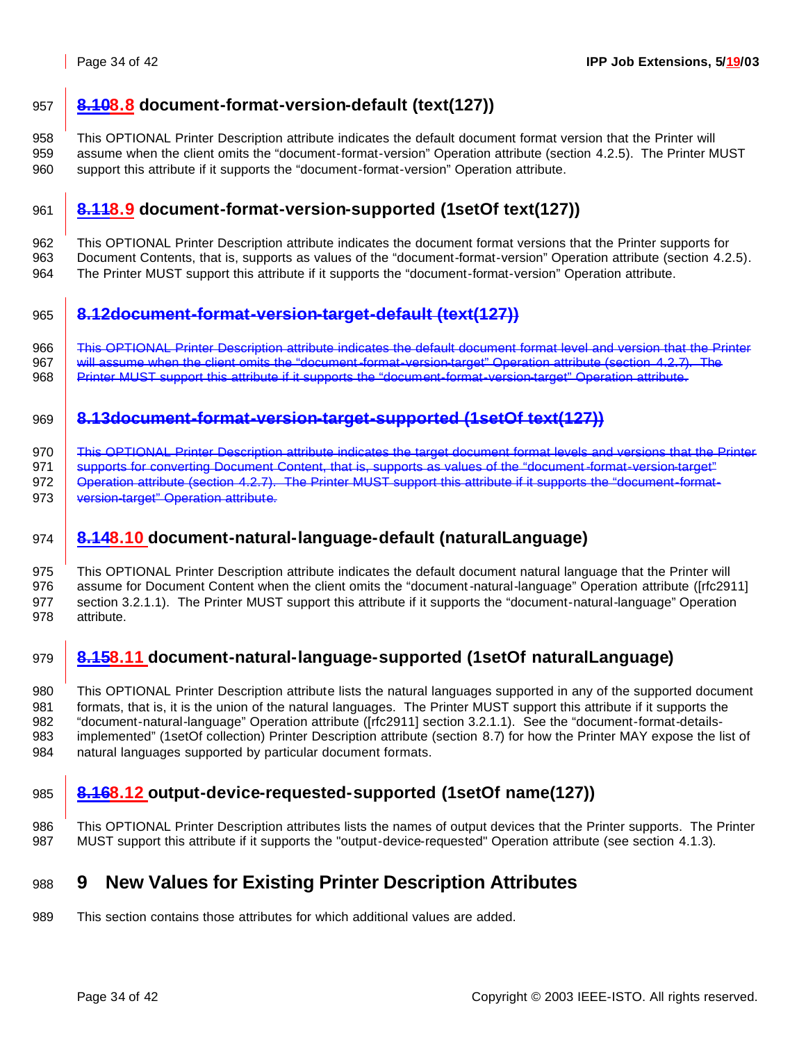### 8.108.8 document-format-version-default (text(127))

This OPTIONAL Printer Description attribute indicates the default document format version that the Printer will assume when the client omits the "document-format-version" Operation attribute (section 4.2.5). The Printer MUST support this attribute if it supports the "document-format-version" Operation attribute.

### 8.118.9 document-format-version-supported (1setOf text(127))

This OPTIONAL Printer Description attribute indicates the document format versions that the Printer supports for Document Contents, that is, supports as values of the "document-format-version" Operation attribute (section 4.2.5). The Printer MUST support this attribute if it supports the "document-format-version" Operation attribute.

### ~~8.12document-format-version-target-default (text(127))~~

~~This OPTIONAL Printer Description attribute indicates the default document format level and version that the Printer will assume when the client omits the "document-format-version-target" Operation attribute (section 4.2.7). The Printer MUST support this attribute if it supports the "document-format-version-target" Operation attribute.~~

### ~~8.13document-format-version-target-supported (1setOf text(127))~~

~~This OPTIONAL Printer Description attribute indicates the target document format levels and versions that the Printer supports for converting Document Content, that is, supports as values of the "document-format-version-target" Operation attribute (section 4.2.7). The Printer MUST support this attribute if it supports the "document-format-version-target" Operation attribute.~~

### 8.148.10 document-natural-language-default (naturalLanguage)

This OPTIONAL Printer Description attribute indicates the default document natural language that the Printer will assume for Document Content when the client omits the "document-natural-language" Operation attribute ([rfc2911] section 3.2.1.1). The Printer MUST support this attribute if it supports the "document-natural-language" Operation attribute.

### 8.158.11 document-natural-language-supported (1setOf naturalLanguage)

This OPTIONAL Printer Description attribute lists the natural languages supported in any of the supported document formats, that is, it is the union of the natural languages. The Printer MUST support this attribute if it supports the "document-natural-language" Operation attribute ([rfc2911] section 3.2.1.1). See the "document-format-details-implemented" (1setOf collection) Printer Description attribute (section 8.7) for how the Printer MAY expose the list of natural languages supported by particular document formats.

### 8.168.12 output-device-requested-supported (1setOf name(127))

This OPTIONAL Printer Description attributes lists the names of output devices that the Printer supports. The Printer MUST support this attribute if it supports the "output-device-requested" Operation attribute (see section 4.1.3).

## 9 New Values for Existing Printer Description Attributes

This section contains those attributes for which additional values are added.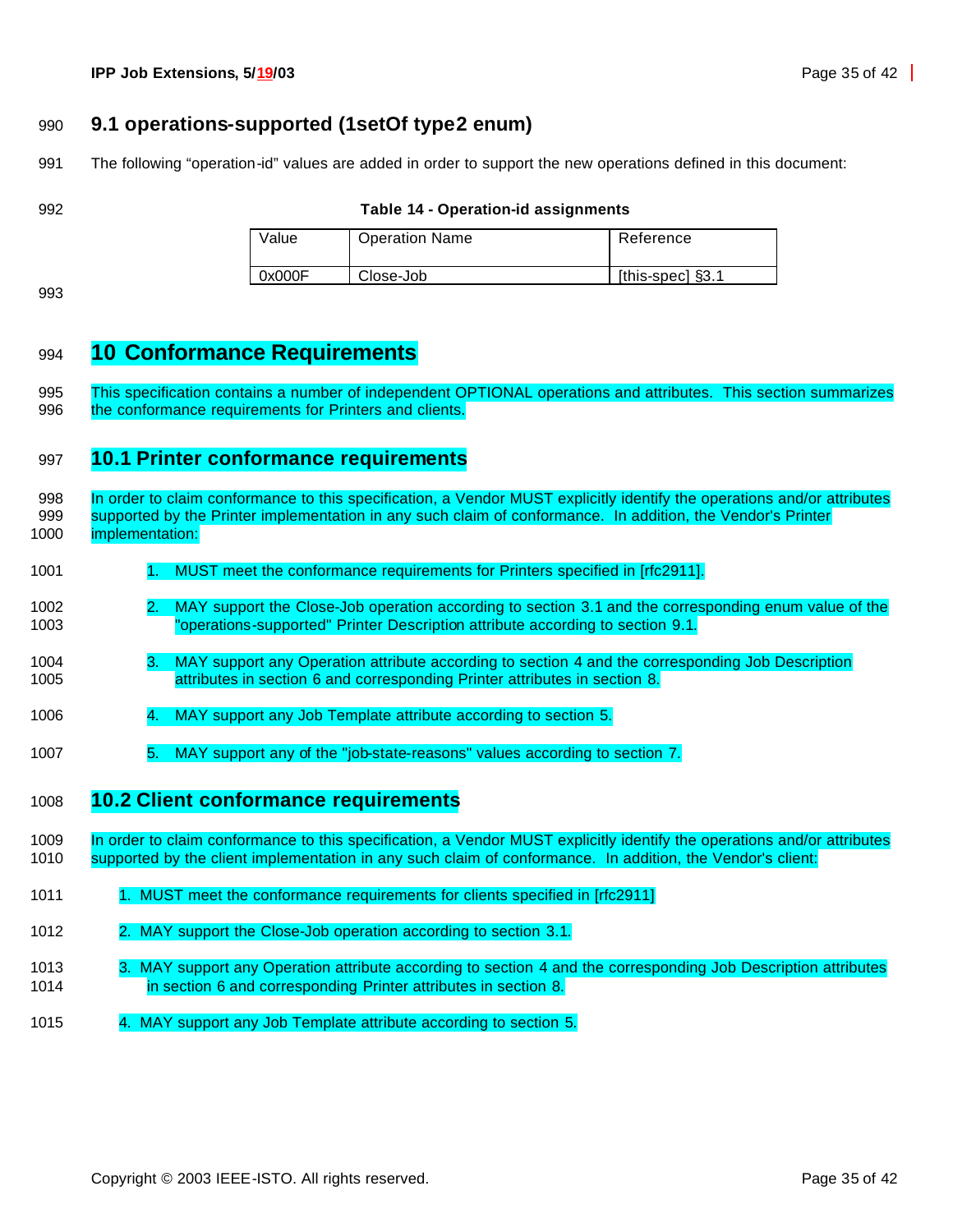## 9.1 operations-supported (1setOf type2 enum)

The following "operation-id" values are added in order to support the new operations defined in this document:

**Table 14 - Operation-id assignments**

| Value | Operation Name | Reference |
|---|---|---|
| 0x000F | Close-Job | [this-spec] §3.1 |

# 10 Conformance Requirements

This specification contains a number of independent OPTIONAL operations and attributes. This section summarizes the conformance requirements for Printers and clients.

## 10.1 Printer conformance requirements

In order to claim conformance to this specification, a Vendor MUST explicitly identify the operations and/or attributes supported by the Printer implementation in any such claim of conformance. In addition, the Vendor's Printer implementation:

1. MUST meet the conformance requirements for Printers specified in [rfc2911].
2. MAY support the Close-Job operation according to section 3.1 and the corresponding enum value of the "operations-supported" Printer Description attribute according to section 9.1.
3. MAY support any Operation attribute according to section 4 and the corresponding Job Description attributes in section 6 and corresponding Printer attributes in section 8.
4. MAY support any Job Template attribute according to section 5.
5. MAY support any of the "job-state-reasons" values according to section 7.

## 10.2 Client conformance requirements

In order to claim conformance to this specification, a Vendor MUST explicitly identify the operations and/or attributes supported by the client implementation in any such claim of conformance. In addition, the Vendor's client:

1. MUST meet the conformance requirements for clients specified in [rfc2911]
2. MAY support the Close-Job operation according to section 3.1.
3. MAY support any Operation attribute according to section 4 and the corresponding Job Description attributes in section 6 and corresponding Printer attributes in section 8.
4. MAY support any Job Template attribute according to section 5.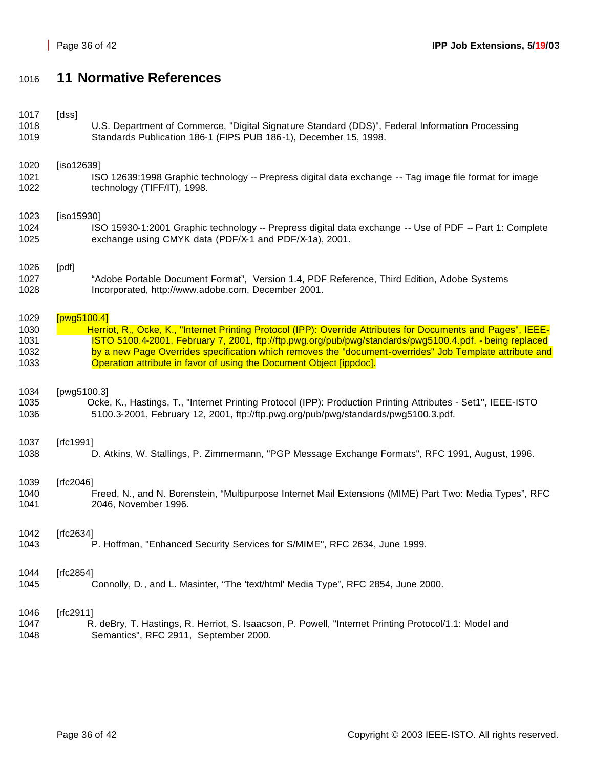# 11 Normative References

[dss]
U.S. Department of Commerce, "Digital Signature Standard (DDS)", Federal Information Processing Standards Publication 186-1 (FIPS PUB 186-1), December 15, 1998.

[iso12639]
ISO 12639:1998 Graphic technology -- Prepress digital data exchange -- Tag image file format for image technology (TIFF/IT), 1998.

[iso15930]
ISO 15930-1:2001 Graphic technology -- Prepress digital data exchange -- Use of PDF -- Part 1: Complete exchange using CMYK data (PDF/X-1 and PDF/X-1a), 2001.

[pdf]
"Adobe Portable Document Format", Version 1.4, PDF Reference, Third Edition, Adobe Systems Incorporated, http://www.adobe.com, December 2001.

[pwg5100.4]
Herriot, R., Ocke, K., "Internet Printing Protocol (IPP): Override Attributes for Documents and Pages", IEEE-ISTO 5100.4-2001, February 7, 2001, ftp://ftp.pwg.org/pub/pwg/standards/pwg5100.4.pdf. - being replaced by a new Page Overrides specification which removes the "document-overrides" Job Template attribute and Operation attribute in favor of using the Document Object [ippdoc].

[pwg5100.3]
Ocke, K., Hastings, T., "Internet Printing Protocol (IPP): Production Printing Attributes - Set1", IEEE-ISTO 5100.3-2001, February 12, 2001, ftp://ftp.pwg.org/pub/pwg/standards/pwg5100.3.pdf.

[rfc1991]
D. Atkins, W. Stallings, P. Zimmermann, "PGP Message Exchange Formats", RFC 1991, August, 1996.

[rfc2046]
Freed, N., and N. Borenstein, "Multipurpose Internet Mail Extensions (MIME) Part Two: Media Types", RFC 2046, November 1996.

[rfc2634]
P. Hoffman, "Enhanced Security Services for S/MIME", RFC 2634, June 1999.

[rfc2854]
Connolly, D., and L. Masinter, "The 'text/html' Media Type", RFC 2854, June 2000.

[rfc2911]
R. deBry, T. Hastings, R. Herriot, S. Isaacson, P. Powell, "Internet Printing Protocol/1.1: Model and Semantics", RFC 2911, September 2000.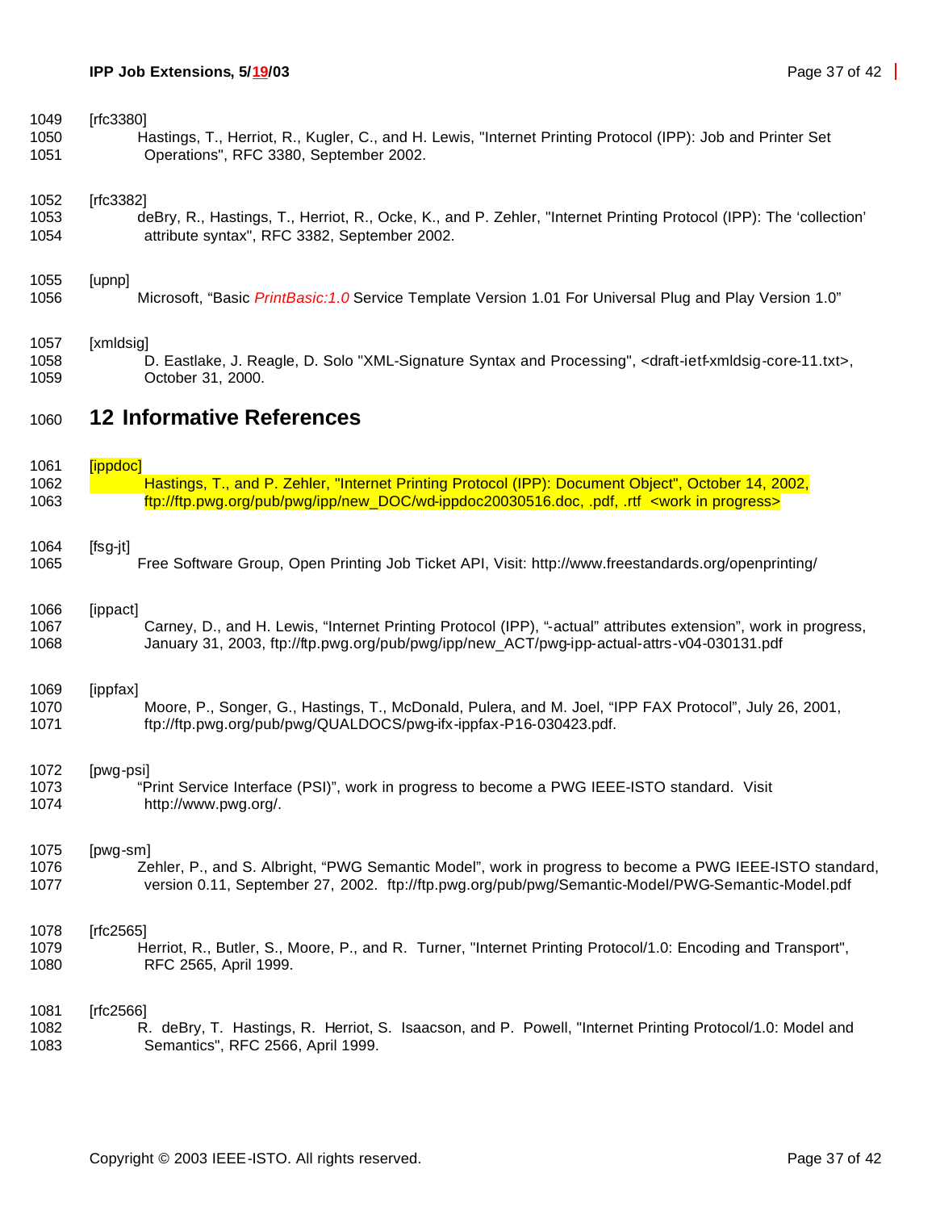[rfc3380]

Hastings, T., Herriot, R., Kugler, C., and H. Lewis, "Internet Printing Protocol (IPP): Job and Printer Set Operations", RFC 3380, September 2002.

[rfc3382]

deBry, R., Hastings, T., Herriot, R., Ocke, K., and P. Zehler, "Internet Printing Protocol (IPP): The 'collection' attribute syntax", RFC 3382, September 2002.

[upnp]

Microsoft, "Basic *PrintBasic:1.0* Service Template Version 1.01 For Universal Plug and Play Version 1.0"

[xmldsig]

D. Eastlake, J. Reagle, D. Solo "XML-Signature Syntax and Processing", <draft-ietf-xmldsig-core-11.txt>, October 31, 2000.

# 12 Informative References

[ippdoc]

Hastings, T., and P. Zehler, "Internet Printing Protocol (IPP): Document Object", October 14, 2002, ftp://ftp.pwg.org/pub/pwg/ipp/new_DOC/wd-ippdoc20030516.doc, .pdf, .rtf <work in progress>

[fsg-jt]

Free Software Group, Open Printing Job Ticket API, Visit: http://www.freestandards.org/openprinting/

[ippact]

Carney, D., and H. Lewis, "Internet Printing Protocol (IPP), "-actual" attributes extension", work in progress, January 31, 2003, ftp://ftp.pwg.org/pub/pwg/ipp/new_ACT/pwg-ipp-actual-attrs-v04-030131.pdf

[ippfax]

Moore, P., Songer, G., Hastings, T., McDonald, Pulera, and M. Joel, "IPP FAX Protocol", July 26, 2001, ftp://ftp.pwg.org/pub/pwg/QUALDOCS/pwg-ifx-ippfax-P16-030423.pdf.

[pwg-psi]

"Print Service Interface (PSI)", work in progress to become a PWG IEEE-ISTO standard. Visit http://www.pwg.org/.

[pwg-sm]

Zehler, P., and S. Albright, "PWG Semantic Model", work in progress to become a PWG IEEE-ISTO standard, version 0.11, September 27, 2002. ftp://ftp.pwg.org/pub/pwg/Semantic-Model/PWG-Semantic-Model.pdf

[rfc2565]

Herriot, R., Butler, S., Moore, P., and R. Turner, "Internet Printing Protocol/1.0: Encoding and Transport", RFC 2565, April 1999.

[rfc2566]

R. deBry, T. Hastings, R. Herriot, S. Isaacson, and P. Powell, "Internet Printing Protocol/1.0: Model and Semantics", RFC 2566, April 1999.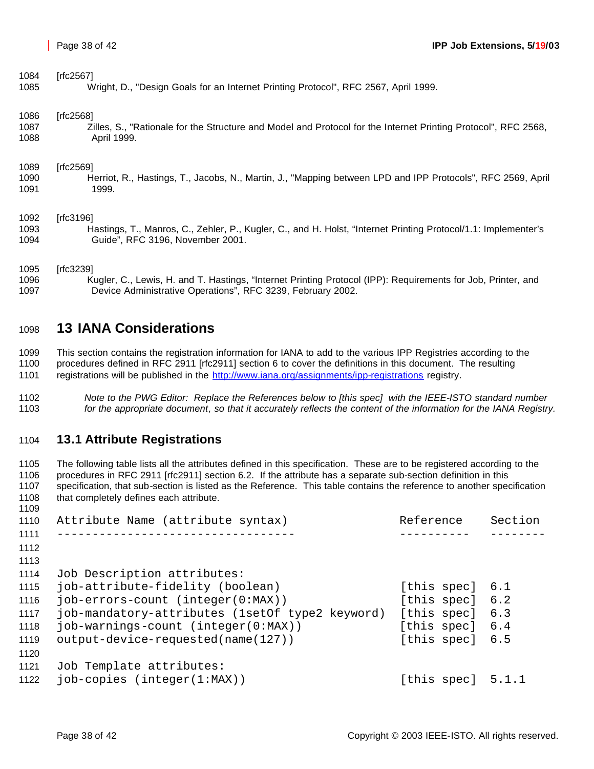[rfc2567]

Wright, D., "Design Goals for an Internet Printing Protocol", RFC 2567, April 1999.

[rfc2568]

Zilles, S., "Rationale for the Structure and Model and Protocol for the Internet Printing Protocol", RFC 2568, April 1999.

[rfc2569]

Herriot, R., Hastings, T., Jacobs, N., Martin, J., "Mapping between LPD and IPP Protocols", RFC 2569, April 1999.

[rfc3196]

Hastings, T., Manros, C., Zehler, P., Kugler, C., and H. Holst, "Internet Printing Protocol/1.1: Implementer's Guide", RFC 3196, November 2001.

[rfc3239]

Kugler, C., Lewis, H. and T. Hastings, "Internet Printing Protocol (IPP): Requirements for Job, Printer, and Device Administrative Operations", RFC 3239, February 2002.

# 13 IANA Considerations

This section contains the registration information for IANA to add to the various IPP Registries according to the procedures defined in RFC 2911 [rfc2911] section 6 to cover the definitions in this document. The resulting registrations will be published in the http://www.iana.org/assignments/ipp-registrations registry.

*Note to the PWG Editor: Replace the References below to [this spec] with the IEEE-ISTO standard number for the appropriate document, so that it accurately reflects the content of the information for the IANA Registry.*

## 13.1 Attribute Registrations

The following table lists all the attributes defined in this specification. These are to be registered according to the procedures in RFC 2911 [rfc2911] section 6.2. If the attribute has a separate sub-section definition in this specification, that sub-section is listed as the Reference. This table contains the reference to another specification that completely defines each attribute.

```
Attribute Name (attribute syntax)                 Reference    Section
---------------------------------                 ----------   --------


Job Description attributes:
job-attribute-fidelity (boolean)                  [this spec]  6.1
job-errors-count (integer(0:MAX))                 [this spec]  6.2
job-mandatory-attributes (1setOf type2 keyword)   [this spec]  6.3
job-warnings-count (integer(0:MAX))               [this spec]  6.4
output-device-requested(name(127))                [this spec]  6.5

Job Template attributes:
job-copies (integer(1:MAX))                       [this spec]  5.1.1
```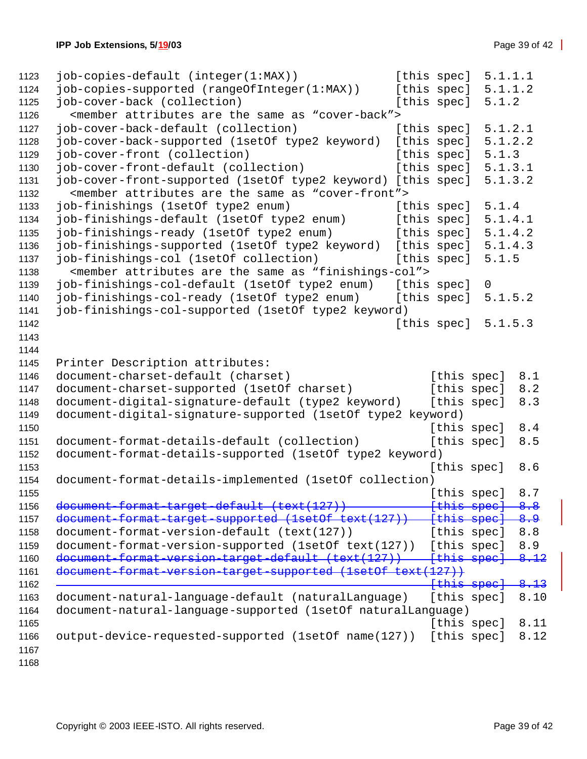```
job-copies-default (integer(1:MAX))               [this spec]  5.1.1.1
job-copies-supported (rangeOfInteger(1:MAX))      [this spec]  5.1.1.2
job-cover-back (collection)                       [this spec]  5.1.2
  <member attributes are the same as "cover-back">
job-cover-back-default (collection)               [this spec]  5.1.2.1
job-cover-back-supported (1setOf type2 keyword)   [this spec]  5.1.2.2
job-cover-front (collection)                      [this spec]  5.1.3
job-cover-front-default (collection)              [this spec]  5.1.3.1
job-cover-front-supported (1setOf type2 keyword)  [this spec]  5.1.3.2
  <member attributes are the same as "cover-front">
job-finishings (1setOf type2 enum)                [this spec]  5.1.4
job-finishings-default (1setOf type2 enum)        [this spec]  5.1.4.1
job-finishings-ready (1setOf type2 enum)          [this spec]  5.1.4.2
job-finishings-supported (1setOf type2 keyword)   [this spec]  5.1.4.3
job-finishings-col (1setOf collection)            [this spec]  5.1.5
  <member attributes are the same as "finishings-col">
job-finishings-col-default (1setOf type2 enum)    [this spec]  0
job-finishings-col-ready (1setOf type2 enum)      [this spec]  5.1.5.2
job-finishings-col-supported (1setOf type2 keyword)
                                                  [this spec]  5.1.5.3


Printer Description attributes:
document-charset-default (charset)                     [this spec]  8.1
document-charset-supported (1setOf charset)            [this spec]  8.2
document-digital-signature-default (type2 keyword)     [this spec]  8.3
document-digital-signature-supported (1setOf type2 keyword)
                                                       [this spec]  8.4
document-format-details-default (collection)           [this spec]  8.5
document-format-details-supported (1setOf type2 keyword)
                                                       [this spec]  8.6
document-format-details-implemented (1setOf collection)
                                                       [this spec]  8.7
document-format-target-default (text(127))             [this spec]  8.8
document-format-target-supported (1setOf text(127))    [this spec]  8.9
document-format-version-default (text(127))            [this spec]  8.8
document-format-version-supported (1setOf text(127))   [this spec]  8.9
document-format-version-target-default (text(127))     [this spec]  8.12
document-format-version-target-supported (1setOf text(127))
                                                       [this spec]  8.13
document-natural-language-default (naturalLanguage)    [this spec]  8.10
document-natural-language-supported (1setOf naturalLanguage)
                                                       [this spec]  8.11
output-device-requested-supported (1setOf name(127))   [this spec]  8.12
```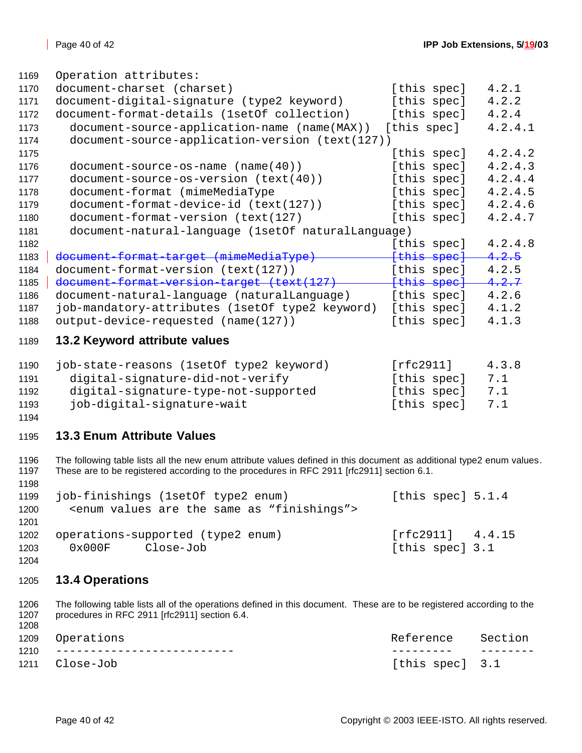```
Operation attributes:
document-charset (charset)                          [this spec]   4.2.1
document-digital-signature (type2 keyword)          [this spec]   4.2.2
document-format-details (1setOf collection)         [this spec]   4.2.4
  document-source-application-name (name(MAX))     [this spec]   4.2.4.1
  document-source-application-version (text(127))
                                                    [this spec]   4.2.4.2
  document-source-os-name (name(40))                [this spec]   4.2.4.3
  document-source-os-version (text(40))             [this spec]   4.2.4.4
  document-format (mimeMediaType                    [this spec]   4.2.4.5
  document-format-device-id (text(127))             [this spec]   4.2.4.6
  document-format-version (text(127)                [this spec]   4.2.4.7
  document-natural-language (1setOf naturalLanguage)
                                                    [this spec]   4.2.4.8
document-format-target (mimeMediaType)              [this spec]   4.2.5
document-format-version (text(127))                 [this spec]   4.2.5
document-format-version-target (text(127)           [this spec]   4.2.7
document-natural-language (naturalLanguage)         [this spec]   4.2.6
job-mandatory-attributes (1setOf type2 keyword)     [this spec]   4.1.2
output-device-requested (name(127))                 [this spec]   4.1.3
```

## 13.2 Keyword attribute values

```
job-state-reasons (1setOf type2 keyword)            [rfc2911]     4.3.8
  digital-signature-did-not-verify                  [this spec]   7.1
  digital-signature-type-not-supported              [this spec]   7.1
  job-digital-signature-wait                        [this spec]   7.1
```

## 13.3 Enum Attribute Values

The following table lists all the new enum attribute values defined in this document as additional type2 enum values. These are to be registered according to the procedures in RFC 2911 [rfc2911] section 6.1.

```
job-finishings (1setOf type2 enum)                  [this spec] 5.1.4
  <enum values are the same as "finishings">

operations-supported (type2 enum)                   [rfc2911]   4.4.15
  0x000F     Close-Job                              [this spec] 3.1
```

## 13.4 Operations

The following table lists all of the operations defined in this document. These are to be registered according to the procedures in RFC 2911 [rfc2911] section 6.4.

```
Operations                                          Reference     Section
---------------------------                         ---------     --------
Close-Job                                           [this spec]   3.1
```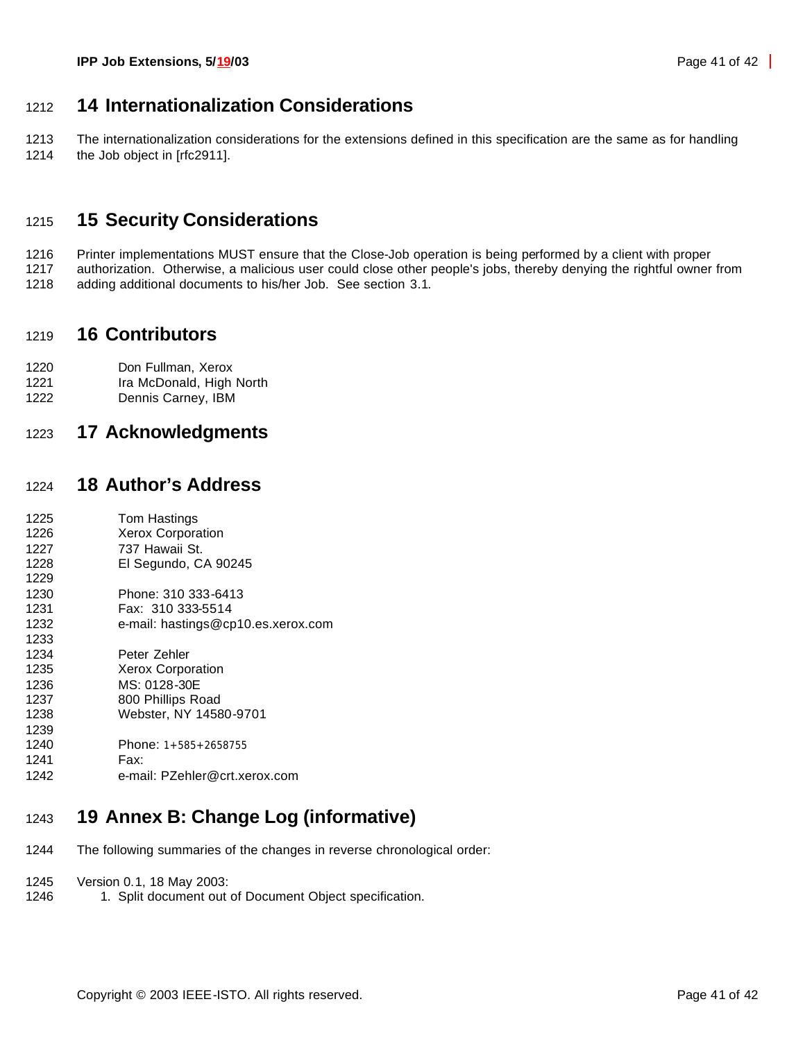# 14 Internationalization Considerations

The internationalization considerations for the extensions defined in this specification are the same as for handling the Job object in [rfc2911].

# 15 Security Considerations

Printer implementations MUST ensure that the Close-Job operation is being performed by a client with proper authorization. Otherwise, a malicious user could close other people's jobs, thereby denying the rightful owner from adding additional documents to his/her Job. See section 3.1.

# 16 Contributors

Don Fullman, Xerox
Ira McDonald, High North
Dennis Carney, IBM

# 17 Acknowledgments

# 18 Author's Address

Tom Hastings
Xerox Corporation
737 Hawaii St.
El Segundo, CA 90245

Phone: 310 333-6413
Fax: 310 333-5514
e-mail: hastings@cp10.es.xerox.com

Peter Zehler
Xerox Corporation
MS: 0128-30E
800 Phillips Road
Webster, NY 14580-9701

Phone: 1+585+2658755
Fax:
e-mail: PZehler@crt.xerox.com

# 19 Annex B: Change Log (informative)

The following summaries of the changes in reverse chronological order:

Version 0.1, 18 May 2003:

1. Split document out of Document Object specification.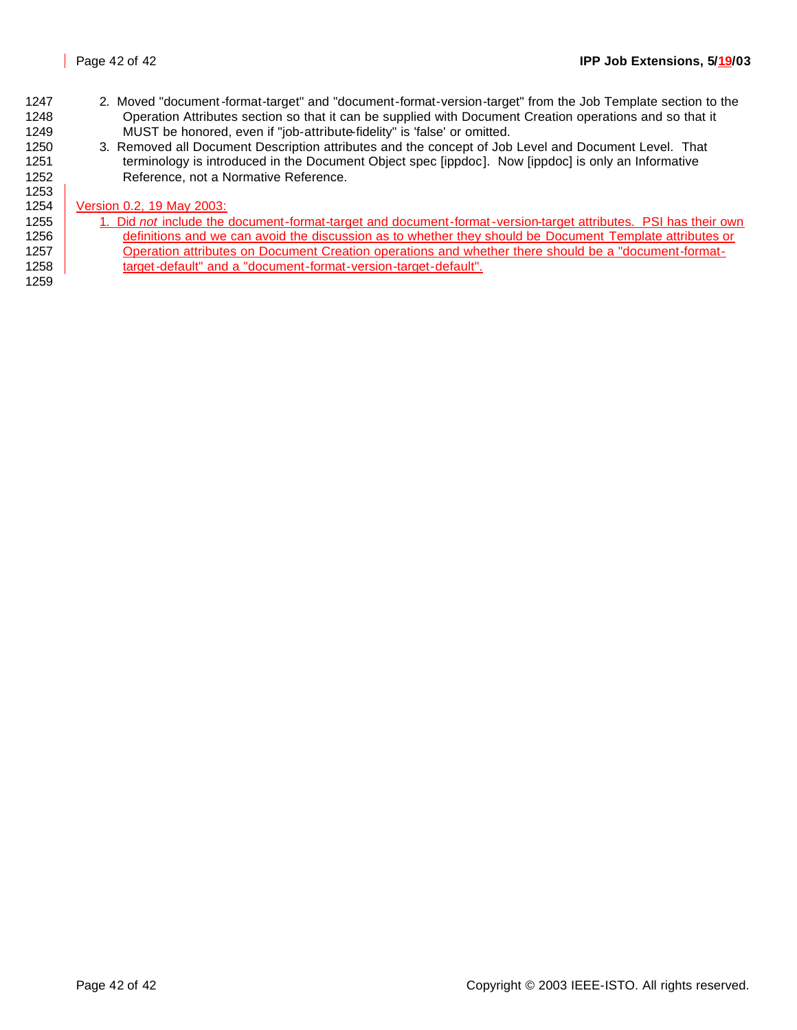2. Moved "document-format-target" and "document-format-version-target" from the Job Template section to the Operation Attributes section so that it can be supplied with Document Creation operations and so that it MUST be honored, even if "job-attribute-fidelity" is 'false' or omitted.
3. Removed all Document Description attributes and the concept of Job Level and Document Level. That terminology is introduced in the Document Object spec [ippdoc]. Now [ippdoc] is only an Informative Reference, not a Normative Reference.

Version 0.2, 19 May 2003:

1. Did *not* include the document-format-target and document-format-version-target attributes. PSI has their own definitions and we can avoid the discussion as to whether they should be Document Template attributes or Operation attributes on Document Creation operations and whether there should be a "document-format-target-default" and a "document-format-version-target-default".